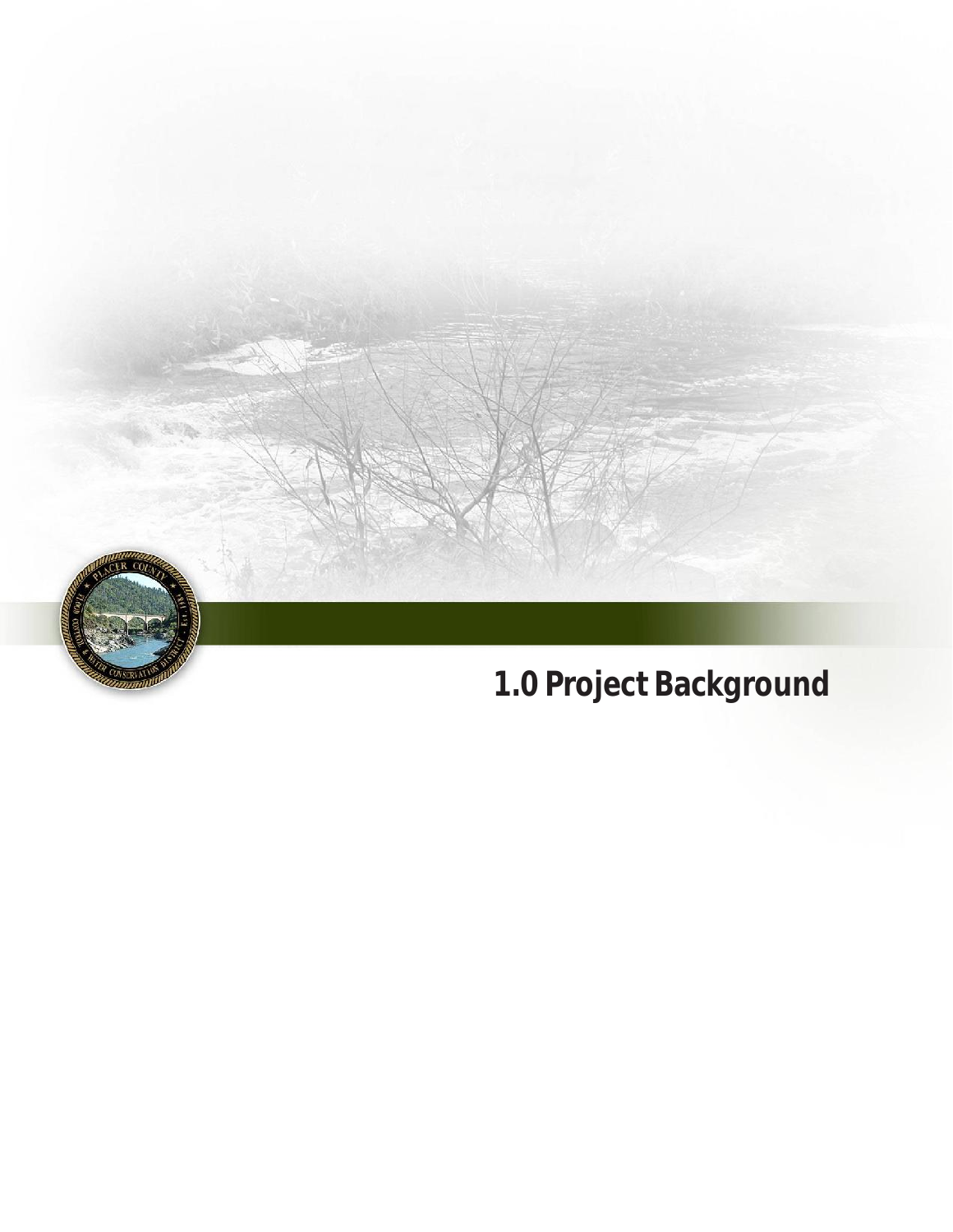# 1.0 Project Background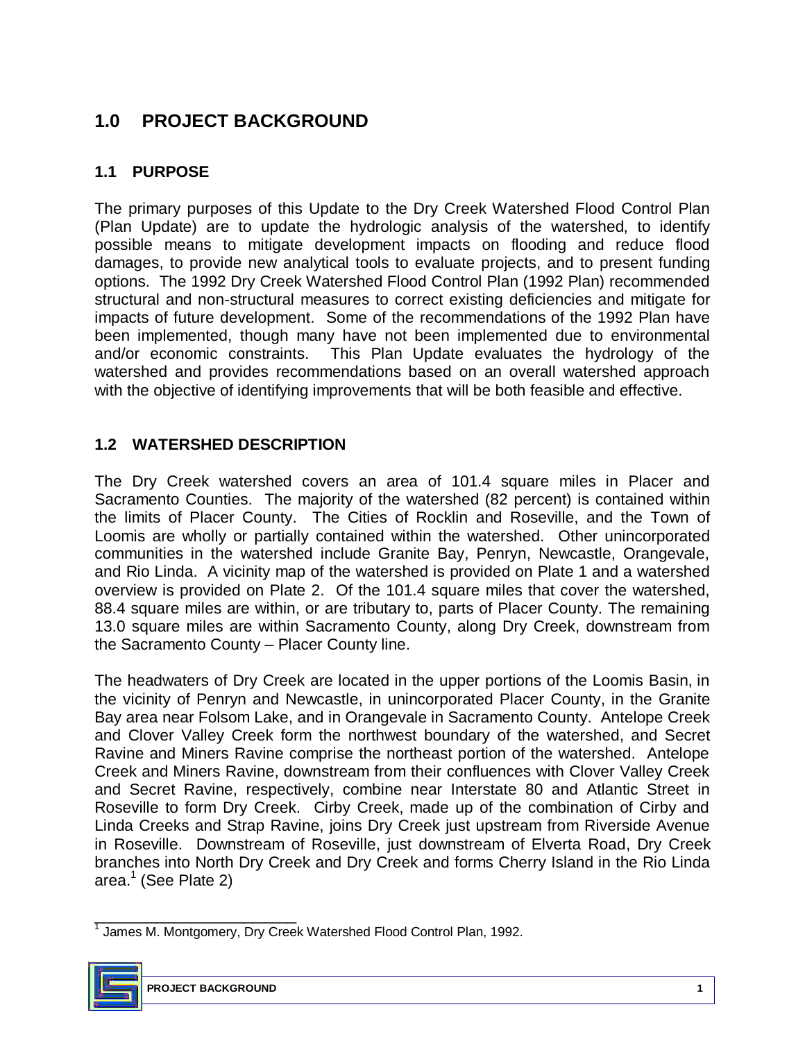# 1.0 PROJECT BACKGROUND

## 1.1 PURPOSE

The primary purposes of this Update to the Dry Creek Watershed Flood Control Plan (Plan Update) are to update the hydrologic analysis of the watershed, to identify possible means to mitigate development impacts on flooding and reduce flood damages, to provide new analytical tools to evaluate projects, and to present funding options. The 1992 Dry Creek Watershed Flood Control Plan (1992 Plan) recommended structural and non-structural measures to correct existing deficiencies and mitigate for impacts of future development. Some of the recommendations of the 1992 Plan have been implemented, though many have not been implemented due to environmental and/or economic constraints. This Plan Update evaluates the hydrology of the watershed and provides recommendations based on an overall watershed approach with the objective of identifying improvements that will be both feasible and effective.

## 1.2 WATERSHED DESCRIPTION

The Dry Creek watershed covers an area of 101.4 square miles in Placer and Sacramento Counties. The majority of the watershed (82 percent) is contained within the limits of Placer County. The Cities of Rocklin and Roseville, and the Town of Loomis are wholly or partially contained within the watershed. Other unincorporated communities in the watershed include Granite Bay, Penryn, Newcastle, Orangevale, and Rio Linda. A vicinity map of the watershed is provided on Plate 1 and a watershed overview is provided on Plate 2. Of the 101.4 square miles that cover the watershed, 88.4 square miles are within, or are tributary to, parts of Placer County. The remaining 13.0 square miles are within Sacramento County, along Dry Creek, downstream from the Sacramento County – Placer County line.

The headwaters of Dry Creek are located in the upper portions of the Loomis Basin, in the vicinity of Penryn and Newcastle, in unincorporated Placer County, in the Granite Bay area near Folsom Lake, and in Orangevale in Sacramento County. Antelope Creek and Clover Valley Creek form the northwest boundary of the watershed, and Secret Ravine and Miners Ravine comprise the northeast portion of the watershed. Antelope Creek and Miners Ravine, downstream from their confluences with Clover Valley Creek and Secret Ravine, respectively, combine near Interstate 80 and Atlantic Street in Roseville to form Dry Creek. Cirby Creek, made up of the combination of Cirby and Linda Creeks and Strap Ravine, joins Dry Creek just upstream from Riverside Avenue in Roseville. Downstream of Roseville, just downstream of Elverta Road, Dry Creek branches into North Dry Creek and Dry Creek and forms Cherry Island in the Rio Linda area.[1] (See Plate 2)

[1] James M. Montgomery, Dry Creek Watershed Flood Control Plan, 1992.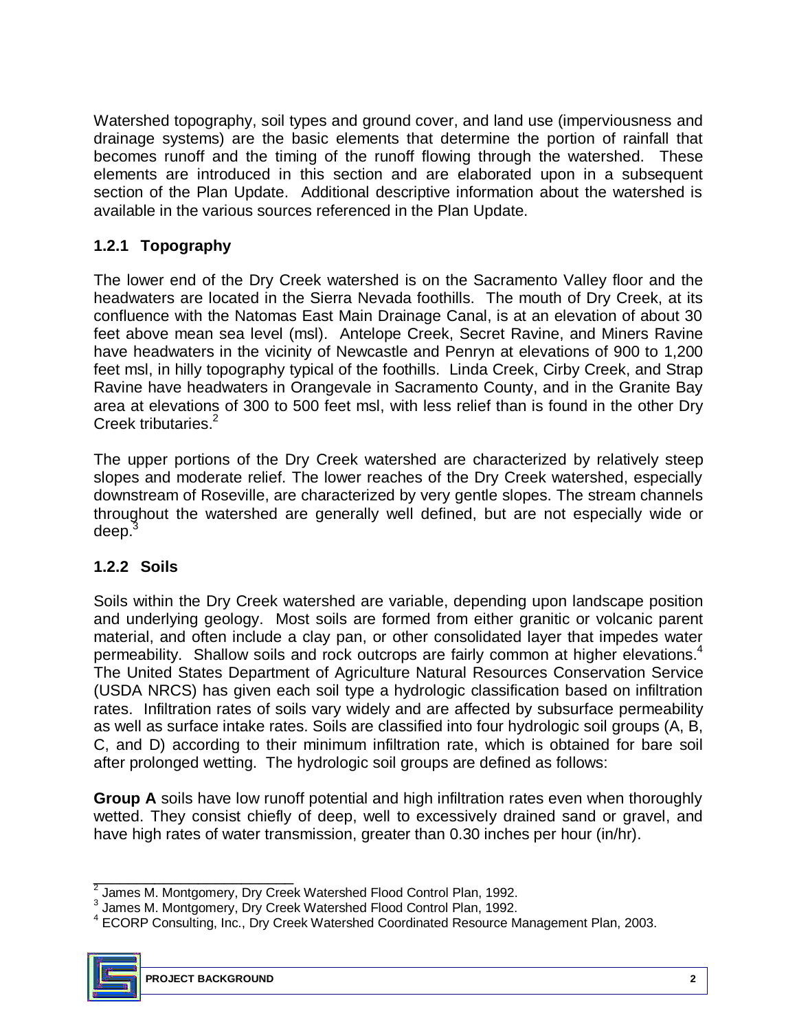Watershed topography, soil types and ground cover, and land use (imperviousness and drainage systems) are the basic elements that determine the portion of rainfall that becomes runoff and the timing of the runoff flowing through the watershed. These elements are introduced in this section and are elaborated upon in a subsequent section of the Plan Update. Additional descriptive information about the watershed is available in the various sources referenced in the Plan Update.

### 1.2.1 Topography

The lower end of the Dry Creek watershed is on the Sacramento Valley floor and the headwaters are located in the Sierra Nevada foothills. The mouth of Dry Creek, at its confluence with the Natomas East Main Drainage Canal, is at an elevation of about 30 feet above mean sea level (msl). Antelope Creek, Secret Ravine, and Miners Ravine have headwaters in the vicinity of Newcastle and Penryn at elevations of 900 to 1,200 feet msl, in hilly topography typical of the foothills. Linda Creek, Cirby Creek, and Strap Ravine have headwaters in Orangevale in Sacramento County, and in the Granite Bay area at elevations of 300 to 500 feet msl, with less relief than is found in the other Dry Creek tributaries.[2]

The upper portions of the Dry Creek watershed are characterized by relatively steep slopes and moderate relief. The lower reaches of the Dry Creek watershed, especially downstream of Roseville, are characterized by very gentle slopes. The stream channels throughout the watershed are generally well defined, but are not especially wide or deep.[3]

### 1.2.2 Soils

Soils within the Dry Creek watershed are variable, depending upon landscape position and underlying geology. Most soils are formed from either granitic or volcanic parent material, and often include a clay pan, or other consolidated layer that impedes water permeability. Shallow soils and rock outcrops are fairly common at higher elevations.[4] The United States Department of Agriculture Natural Resources Conservation Service (USDA NRCS) has given each soil type a hydrologic classification based on infiltration rates. Infiltration rates of soils vary widely and are affected by subsurface permeability as well as surface intake rates. Soils are classified into four hydrologic soil groups (A, B, C, and D) according to their minimum infiltration rate, which is obtained for bare soil after prolonged wetting. The hydrologic soil groups are defined as follows:

**Group A** soils have low runoff potential and high infiltration rates even when thoroughly wetted. They consist chiefly of deep, well to excessively drained sand or gravel, and have high rates of water transmission, greater than 0.30 inches per hour (in/hr).

---

[2] James M. Montgomery, Dry Creek Watershed Flood Control Plan, 1992.
[3] James M. Montgomery, Dry Creek Watershed Flood Control Plan, 1992.
[4] ECORP Consulting, Inc., Dry Creek Watershed Coordinated Resource Management Plan, 2003.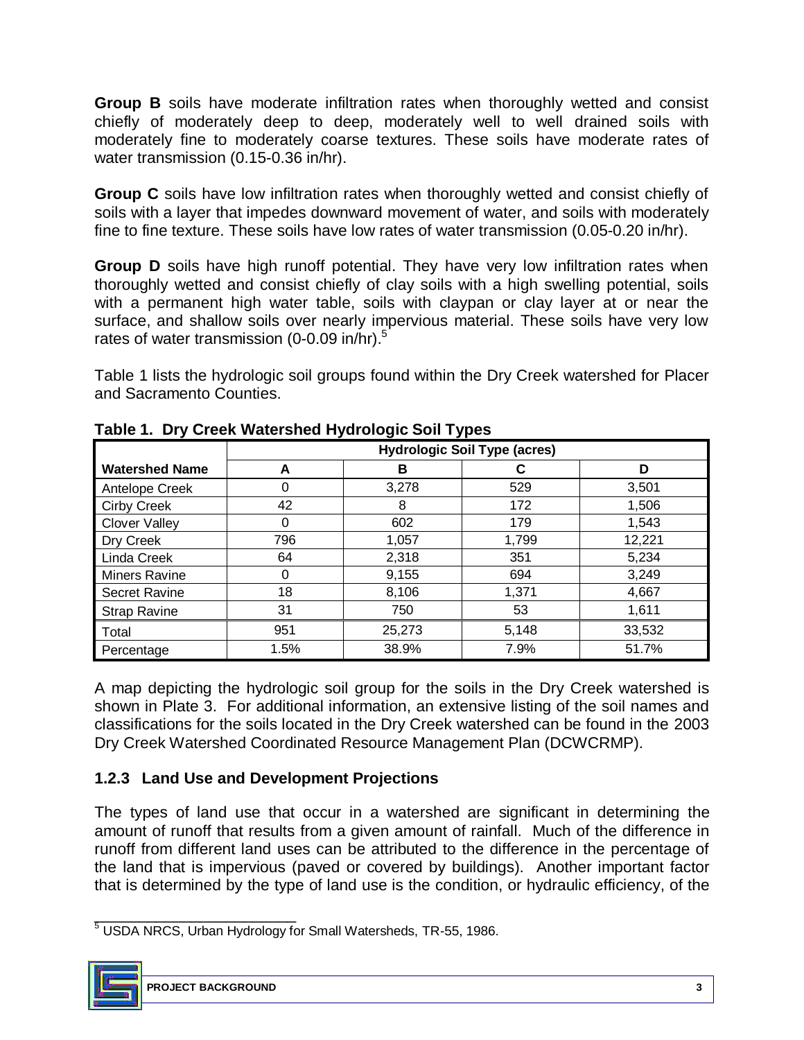**Group B** soils have moderate infiltration rates when thoroughly wetted and consist chiefly of moderately deep to deep, moderately well to well drained soils with moderately fine to moderately coarse textures. These soils have moderate rates of water transmission (0.15-0.36 in/hr).

**Group C** soils have low infiltration rates when thoroughly wetted and consist chiefly of soils with a layer that impedes downward movement of water, and soils with moderately fine to fine texture. These soils have low rates of water transmission (0.05-0.20 in/hr).

**Group D** soils have high runoff potential. They have very low infiltration rates when thoroughly wetted and consist chiefly of clay soils with a high swelling potential, soils with a permanent high water table, soils with claypan or clay layer at or near the surface, and shallow soils over nearly impervious material. These soils have very low rates of water transmission (0-0.09 in/hr).[5]

Table 1 lists the hydrologic soil groups found within the Dry Creek watershed for Placer and Sacramento Counties.

**Table 1. Dry Creek Watershed Hydrologic Soil Types**

| | Hydrologic Soil Type (acres) | | | |
|---|---|---|---|---|
| **Watershed Name** | **A** | **B** | **C** | **D** |
| Antelope Creek | 0 | 3,278 | 529 | 3,501 |
| Cirby Creek | 42 | 8 | 172 | 1,506 |
| Clover Valley | 0 | 602 | 179 | 1,543 |
| Dry Creek | 796 | 1,057 | 1,799 | 12,221 |
| Linda Creek | 64 | 2,318 | 351 | 5,234 |
| Miners Ravine | 0 | 9,155 | 694 | 3,249 |
| Secret Ravine | 18 | 8,106 | 1,371 | 4,667 |
| Strap Ravine | 31 | 750 | 53 | 1,611 |
| Total | 951 | 25,273 | 5,148 | 33,532 |
| Percentage | 1.5% | 38.9% | 7.9% | 51.7% |

A map depicting the hydrologic soil group for the soils in the Dry Creek watershed is shown in Plate 3. For additional information, an extensive listing of the soil names and classifications for the soils located in the Dry Creek watershed can be found in the 2003 Dry Creek Watershed Coordinated Resource Management Plan (DCWCRMP).

### 1.2.3 Land Use and Development Projections

The types of land use that occur in a watershed are significant in determining the amount of runoff that results from a given amount of rainfall. Much of the difference in runoff from different land uses can be attributed to the difference in the percentage of the land that is impervious (paved or covered by buildings). Another important factor that is determined by the type of land use is the condition, or hydraulic efficiency, of the

[5] USDA NRCS, Urban Hydrology for Small Watersheds, TR-55, 1986.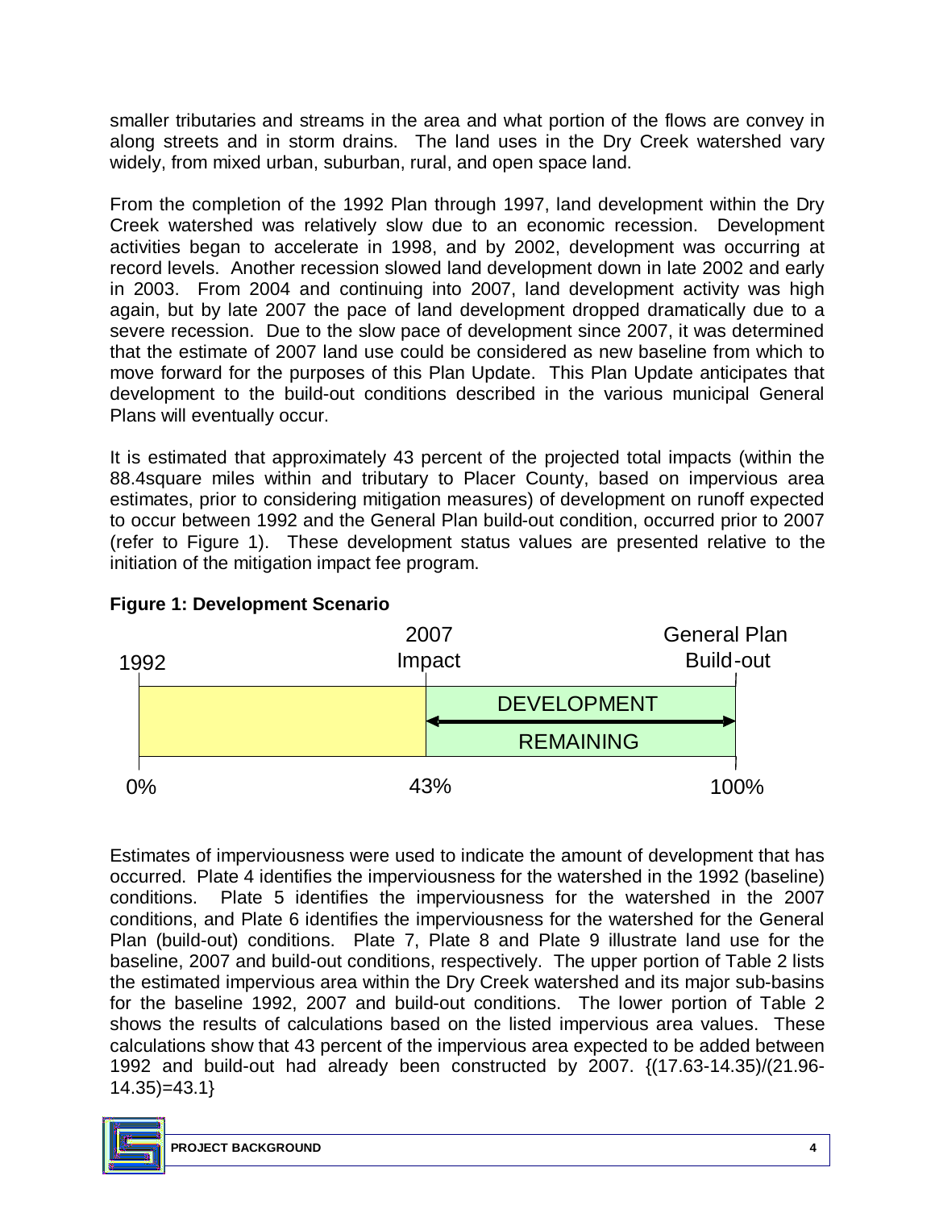smaller tributaries and streams in the area and what portion of the flows are convey in along streets and in storm drains. The land uses in the Dry Creek watershed vary widely, from mixed urban, suburban, rural, and open space land.

From the completion of the 1992 Plan through 1997, land development within the Dry Creek watershed was relatively slow due to an economic recession. Development activities began to accelerate in 1998, and by 2002, development was occurring at record levels. Another recession slowed land development down in late 2002 and early in 2003. From 2004 and continuing into 2007, land development activity was high again, but by late 2007 the pace of land development dropped dramatically due to a severe recession. Due to the slow pace of development since 2007, it was determined that the estimate of 2007 land use could be considered as new baseline from which to move forward for the purposes of this Plan Update. This Plan Update anticipates that development to the build-out conditions described in the various municipal General Plans will eventually occur.

It is estimated that approximately 43 percent of the projected total impacts (within the 88.4square miles within and tributary to Placer County, based on impervious area estimates, prior to considering mitigation measures) of development on runoff expected to occur between 1992 and the General Plan build-out condition, occurred prior to 2007 (refer to Figure 1). These development status values are presented relative to the initiation of the mitigation impact fee program.

**Figure 1: Development Scenario**

| 1992 | 2007 Impact | General Plan Build-out |
|---|---|---|
| 0% | 43% | 100% |
| | DEVELOPMENT REMAINING (43% to 100%) | |

Estimates of imperviousness were used to indicate the amount of development that has occurred. Plate 4 identifies the imperviousness for the watershed in the 1992 (baseline) conditions. Plate 5 identifies the imperviousness for the watershed in the 2007 conditions, and Plate 6 identifies the imperviousness for the watershed for the General Plan (build-out) conditions. Plate 7, Plate 8 and Plate 9 illustrate land use for the baseline, 2007 and build-out conditions, respectively. The upper portion of Table 2 lists the estimated impervious area within the Dry Creek watershed and its major sub-basins for the baseline 1992, 2007 and build-out conditions. The lower portion of Table 2 shows the results of calculations based on the listed impervious area values. These calculations show that 43 percent of the impervious area expected to be added between 1992 and build-out had already been constructed by 2007. {(17.63-14.35)/(21.96-14.35)=43.1}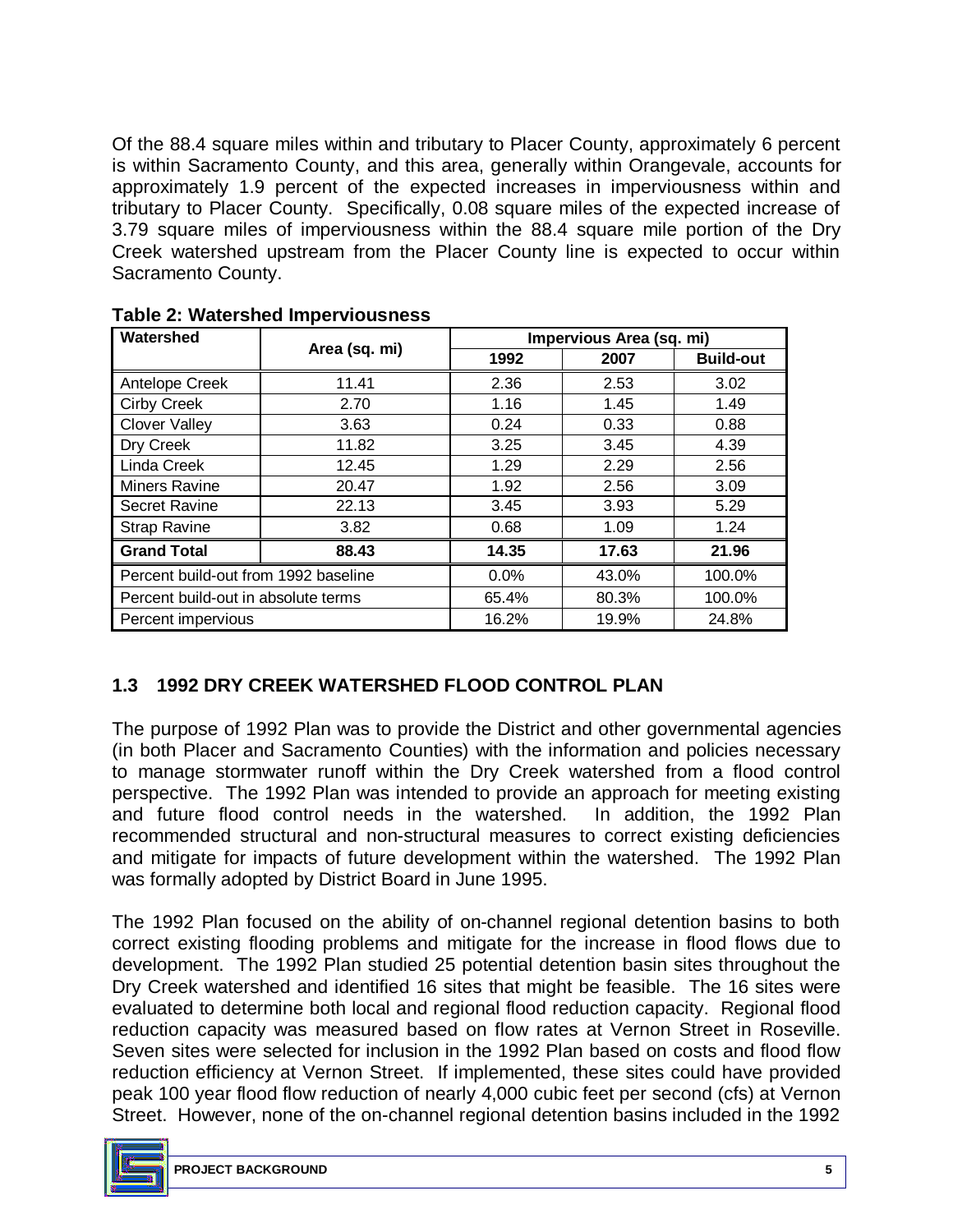Of the 88.4 square miles within and tributary to Placer County, approximately 6 percent is within Sacramento County, and this area, generally within Orangevale, accounts for approximately 1.9 percent of the expected increases in imperviousness within and tributary to Placer County. Specifically, 0.08 square miles of the expected increase of 3.79 square miles of imperviousness within the 88.4 square mile portion of the Dry Creek watershed upstream from the Placer County line is expected to occur within Sacramento County.

**Table 2: Watershed Imperviousness**

| Watershed | Area (sq. mi) | Impervious Area (sq. mi) | | |
|---|---|---|---|---|
| | | 1992 | 2007 | Build-out |
| Antelope Creek | 11.41 | 2.36 | 2.53 | 3.02 |
| Cirby Creek | 2.70 | 1.16 | 1.45 | 1.49 |
| Clover Valley | 3.63 | 0.24 | 0.33 | 0.88 |
| Dry Creek | 11.82 | 3.25 | 3.45 | 4.39 |
| Linda Creek | 12.45 | 1.29 | 2.29 | 2.56 |
| Miners Ravine | 20.47 | 1.92 | 2.56 | 3.09 |
| Secret Ravine | 22.13 | 3.45 | 3.93 | 5.29 |
| Strap Ravine | 3.82 | 0.68 | 1.09 | 1.24 |
| **Grand Total** | **88.43** | **14.35** | **17.63** | **21.96** |
| Percent build-out from 1992 baseline | | 0.0% | 43.0% | 100.0% |
| Percent build-out in absolute terms | | 65.4% | 80.3% | 100.0% |
| Percent impervious | | 16.2% | 19.9% | 24.8% |

## 1.3 1992 DRY CREEK WATERSHED FLOOD CONTROL PLAN

The purpose of 1992 Plan was to provide the District and other governmental agencies (in both Placer and Sacramento Counties) with the information and policies necessary to manage stormwater runoff within the Dry Creek watershed from a flood control perspective. The 1992 Plan was intended to provide an approach for meeting existing and future flood control needs in the watershed. In addition, the 1992 Plan recommended structural and non-structural measures to correct existing deficiencies and mitigate for impacts of future development within the watershed. The 1992 Plan was formally adopted by District Board in June 1995.

The 1992 Plan focused on the ability of on-channel regional detention basins to both correct existing flooding problems and mitigate for the increase in flood flows due to development. The 1992 Plan studied 25 potential detention basin sites throughout the Dry Creek watershed and identified 16 sites that might be feasible. The 16 sites were evaluated to determine both local and regional flood reduction capacity. Regional flood reduction capacity was measured based on flow rates at Vernon Street in Roseville. Seven sites were selected for inclusion in the 1992 Plan based on costs and flood flow reduction efficiency at Vernon Street. If implemented, these sites could have provided peak 100 year flood flow reduction of nearly 4,000 cubic feet per second (cfs) at Vernon Street. However, none of the on-channel regional detention basins included in the 1992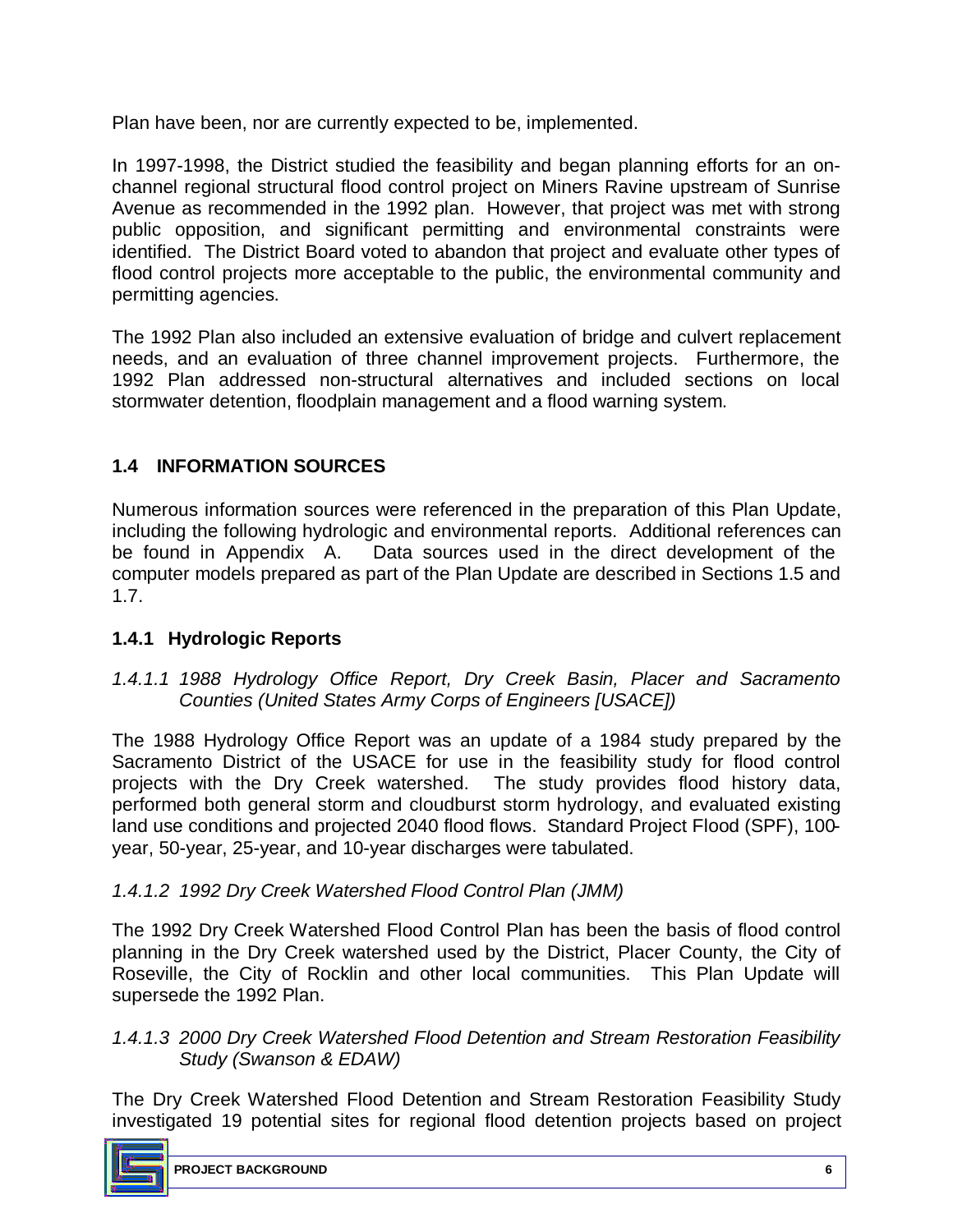Plan have been, nor are currently expected to be, implemented.

In 1997-1998, the District studied the feasibility and began planning efforts for an on-channel regional structural flood control project on Miners Ravine upstream of Sunrise Avenue as recommended in the 1992 plan. However, that project was met with strong public opposition, and significant permitting and environmental constraints were identified. The District Board voted to abandon that project and evaluate other types of flood control projects more acceptable to the public, the environmental community and permitting agencies.

The 1992 Plan also included an extensive evaluation of bridge and culvert replacement needs, and an evaluation of three channel improvement projects. Furthermore, the 1992 Plan addressed non-structural alternatives and included sections on local stormwater detention, floodplain management and a flood warning system.

## 1.4 INFORMATION SOURCES

Numerous information sources were referenced in the preparation of this Plan Update, including the following hydrologic and environmental reports. Additional references can be found in Appendix A. Data sources used in the direct development of the computer models prepared as part of the Plan Update are described in Sections 1.5 and 1.7.

### 1.4.1 Hydrologic Reports

#### *1.4.1.1 1988 Hydrology Office Report, Dry Creek Basin, Placer and Sacramento Counties (United States Army Corps of Engineers [USACE])*

The 1988 Hydrology Office Report was an update of a 1984 study prepared by the Sacramento District of the USACE for use in the feasibility study for flood control projects with the Dry Creek watershed. The study provides flood history data, performed both general storm and cloudburst storm hydrology, and evaluated existing land use conditions and projected 2040 flood flows. Standard Project Flood (SPF), 100-year, 50-year, 25-year, and 10-year discharges were tabulated.

#### *1.4.1.2 1992 Dry Creek Watershed Flood Control Plan (JMM)*

The 1992 Dry Creek Watershed Flood Control Plan has been the basis of flood control planning in the Dry Creek watershed used by the District, Placer County, the City of Roseville, the City of Rocklin and other local communities. This Plan Update will supersede the 1992 Plan.

#### *1.4.1.3 2000 Dry Creek Watershed Flood Detention and Stream Restoration Feasibility Study (Swanson & EDAW)*

The Dry Creek Watershed Flood Detention and Stream Restoration Feasibility Study investigated 19 potential sites for regional flood detention projects based on project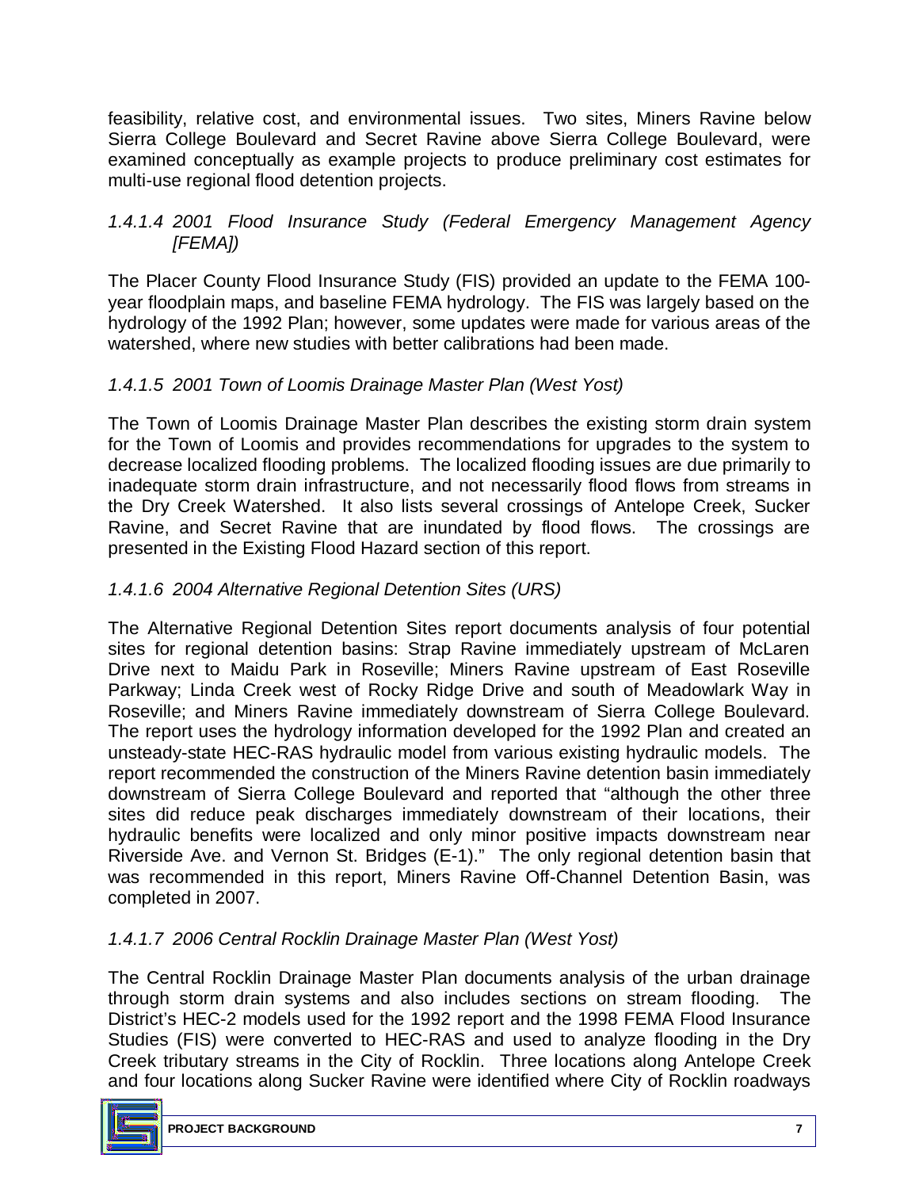feasibility, relative cost, and environmental issues. Two sites, Miners Ravine below Sierra College Boulevard and Secret Ravine above Sierra College Boulevard, were examined conceptually as example projects to produce preliminary cost estimates for multi-use regional flood detention projects.

#### *1.4.1.4 2001 Flood Insurance Study (Federal Emergency Management Agency [FEMA])*

The Placer County Flood Insurance Study (FIS) provided an update to the FEMA 100-year floodplain maps, and baseline FEMA hydrology. The FIS was largely based on the hydrology of the 1992 Plan; however, some updates were made for various areas of the watershed, where new studies with better calibrations had been made.

#### *1.4.1.5 2001 Town of Loomis Drainage Master Plan (West Yost)*

The Town of Loomis Drainage Master Plan describes the existing storm drain system for the Town of Loomis and provides recommendations for upgrades to the system to decrease localized flooding problems. The localized flooding issues are due primarily to inadequate storm drain infrastructure, and not necessarily flood flows from streams in the Dry Creek Watershed. It also lists several crossings of Antelope Creek, Sucker Ravine, and Secret Ravine that are inundated by flood flows. The crossings are presented in the Existing Flood Hazard section of this report.

#### *1.4.1.6 2004 Alternative Regional Detention Sites (URS)*

The Alternative Regional Detention Sites report documents analysis of four potential sites for regional detention basins: Strap Ravine immediately upstream of McLaren Drive next to Maidu Park in Roseville; Miners Ravine upstream of East Roseville Parkway; Linda Creek west of Rocky Ridge Drive and south of Meadowlark Way in Roseville; and Miners Ravine immediately downstream of Sierra College Boulevard. The report uses the hydrology information developed for the 1992 Plan and created an unsteady-state HEC-RAS hydraulic model from various existing hydraulic models. The report recommended the construction of the Miners Ravine detention basin immediately downstream of Sierra College Boulevard and reported that "although the other three sites did reduce peak discharges immediately downstream of their locations, their hydraulic benefits were localized and only minor positive impacts downstream near Riverside Ave. and Vernon St. Bridges (E-1)." The only regional detention basin that was recommended in this report, Miners Ravine Off-Channel Detention Basin, was completed in 2007.

#### *1.4.1.7 2006 Central Rocklin Drainage Master Plan (West Yost)*

The Central Rocklin Drainage Master Plan documents analysis of the urban drainage through storm drain systems and also includes sections on stream flooding. The District's HEC-2 models used for the 1992 report and the 1998 FEMA Flood Insurance Studies (FIS) were converted to HEC-RAS and used to analyze flooding in the Dry Creek tributary streams in the City of Rocklin. Three locations along Antelope Creek and four locations along Sucker Ravine were identified where City of Rocklin roadways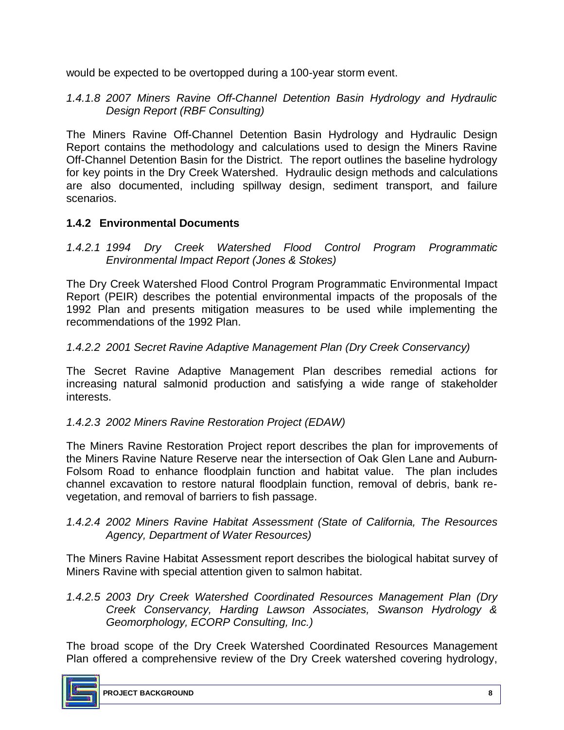would be expected to be overtopped during a 100-year storm event.

*1.4.1.8 2007 Miners Ravine Off-Channel Detention Basin Hydrology and Hydraulic Design Report (RBF Consulting)*

The Miners Ravine Off-Channel Detention Basin Hydrology and Hydraulic Design Report contains the methodology and calculations used to design the Miners Ravine Off-Channel Detention Basin for the District. The report outlines the baseline hydrology for key points in the Dry Creek Watershed. Hydraulic design methods and calculations are also documented, including spillway design, sediment transport, and failure scenarios.

### 1.4.2 Environmental Documents

*1.4.2.1 1994 Dry Creek Watershed Flood Control Program Programmatic Environmental Impact Report (Jones & Stokes)*

The Dry Creek Watershed Flood Control Program Programmatic Environmental Impact Report (PEIR) describes the potential environmental impacts of the proposals of the 1992 Plan and presents mitigation measures to be used while implementing the recommendations of the 1992 Plan.

*1.4.2.2 2001 Secret Ravine Adaptive Management Plan (Dry Creek Conservancy)*

The Secret Ravine Adaptive Management Plan describes remedial actions for increasing natural salmonid production and satisfying a wide range of stakeholder interests.

*1.4.2.3 2002 Miners Ravine Restoration Project (EDAW)*

The Miners Ravine Restoration Project report describes the plan for improvements of the Miners Ravine Nature Reserve near the intersection of Oak Glen Lane and Auburn-Folsom Road to enhance floodplain function and habitat value. The plan includes channel excavation to restore natural floodplain function, removal of debris, bank re-vegetation, and removal of barriers to fish passage.

*1.4.2.4 2002 Miners Ravine Habitat Assessment (State of California, The Resources Agency, Department of Water Resources)*

The Miners Ravine Habitat Assessment report describes the biological habitat survey of Miners Ravine with special attention given to salmon habitat.

*1.4.2.5 2003 Dry Creek Watershed Coordinated Resources Management Plan (Dry Creek Conservancy, Harding Lawson Associates, Swanson Hydrology & Geomorphology, ECORP Consulting, Inc.)*

The broad scope of the Dry Creek Watershed Coordinated Resources Management Plan offered a comprehensive review of the Dry Creek watershed covering hydrology,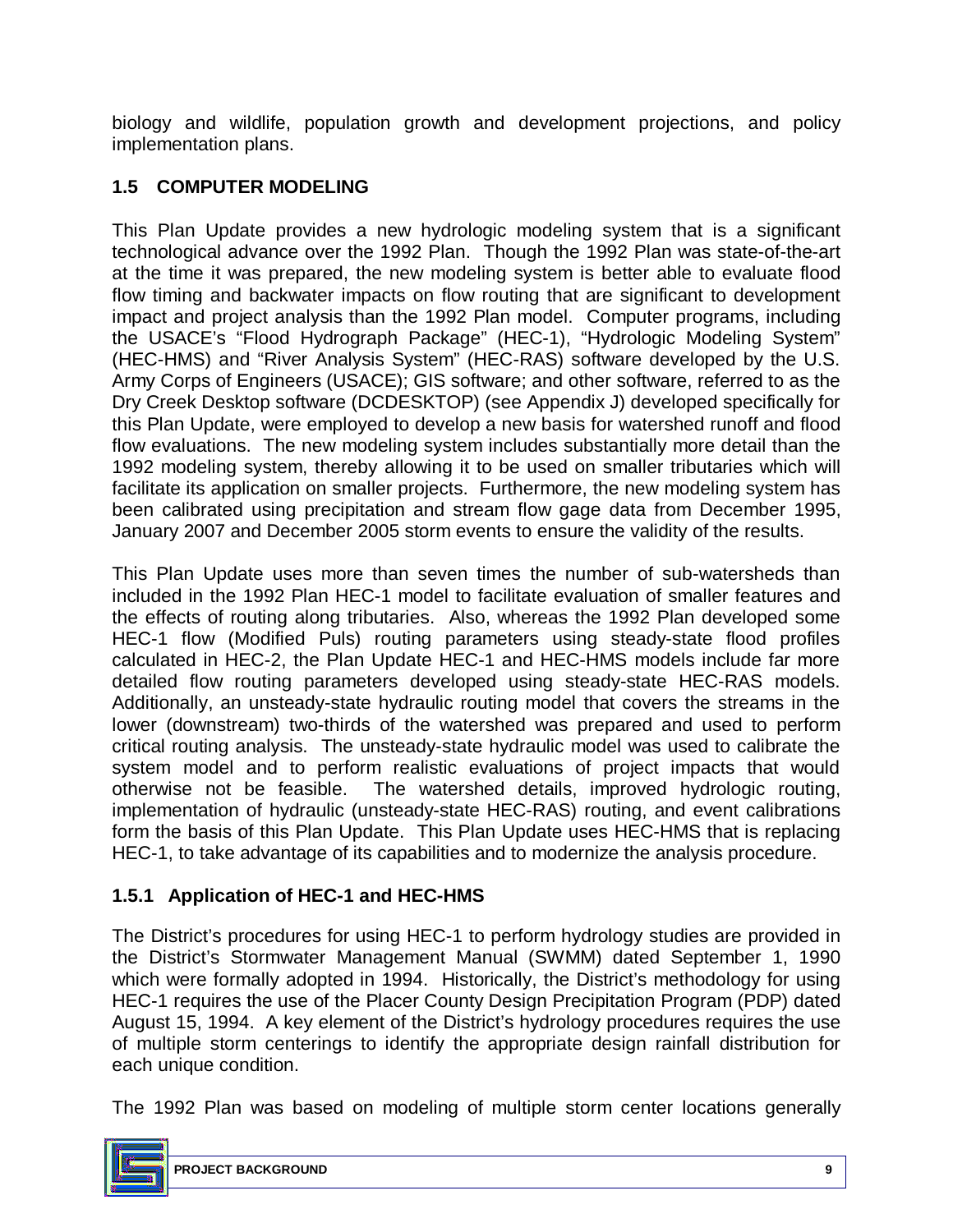biology and wildlife, population growth and development projections, and policy implementation plans.

### 1.5 COMPUTER MODELING

This Plan Update provides a new hydrologic modeling system that is a significant technological advance over the 1992 Plan. Though the 1992 Plan was state-of-the-art at the time it was prepared, the new modeling system is better able to evaluate flood flow timing and backwater impacts on flow routing that are significant to development impact and project analysis than the 1992 Plan model. Computer programs, including the USACE's "Flood Hydrograph Package" (HEC-1), "Hydrologic Modeling System" (HEC-HMS) and "River Analysis System" (HEC-RAS) software developed by the U.S. Army Corps of Engineers (USACE); GIS software; and other software, referred to as the Dry Creek Desktop software (DCDESKTOP) (see Appendix J) developed specifically for this Plan Update, were employed to develop a new basis for watershed runoff and flood flow evaluations. The new modeling system includes substantially more detail than the 1992 modeling system, thereby allowing it to be used on smaller tributaries which will facilitate its application on smaller projects. Furthermore, the new modeling system has been calibrated using precipitation and stream flow gage data from December 1995, January 2007 and December 2005 storm events to ensure the validity of the results.

This Plan Update uses more than seven times the number of sub-watersheds than included in the 1992 Plan HEC-1 model to facilitate evaluation of smaller features and the effects of routing along tributaries. Also, whereas the 1992 Plan developed some HEC-1 flow (Modified Puls) routing parameters using steady-state flood profiles calculated in HEC-2, the Plan Update HEC-1 and HEC-HMS models include far more detailed flow routing parameters developed using steady-state HEC-RAS models. Additionally, an unsteady-state hydraulic routing model that covers the streams in the lower (downstream) two-thirds of the watershed was prepared and used to perform critical routing analysis. The unsteady-state hydraulic model was used to calibrate the system model and to perform realistic evaluations of project impacts that would otherwise not be feasible. The watershed details, improved hydrologic routing, implementation of hydraulic (unsteady-state HEC-RAS) routing, and event calibrations form the basis of this Plan Update. This Plan Update uses HEC-HMS that is replacing HEC-1, to take advantage of its capabilities and to modernize the analysis procedure.

#### 1.5.1 Application of HEC-1 and HEC-HMS

The District's procedures for using HEC-1 to perform hydrology studies are provided in the District's Stormwater Management Manual (SWMM) dated September 1, 1990 which were formally adopted in 1994. Historically, the District's methodology for using HEC-1 requires the use of the Placer County Design Precipitation Program (PDP) dated August 15, 1994. A key element of the District's hydrology procedures requires the use of multiple storm centerings to identify the appropriate design rainfall distribution for each unique condition.

The 1992 Plan was based on modeling of multiple storm center locations generally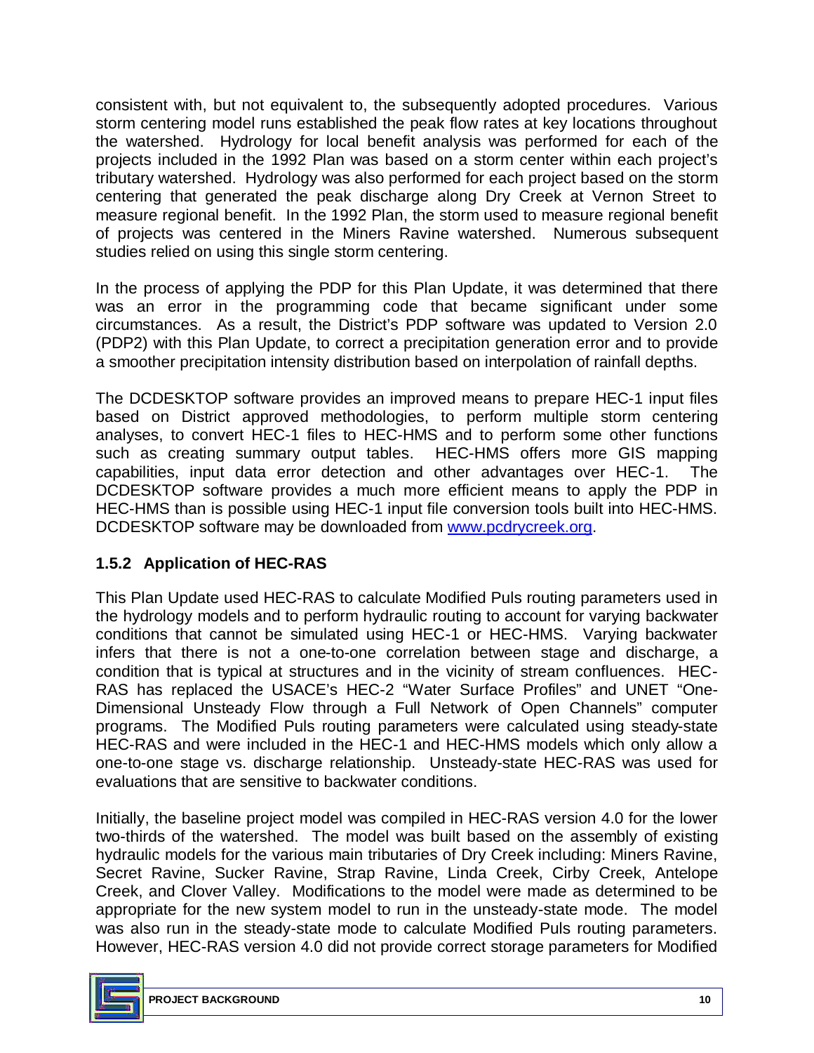consistent with, but not equivalent to, the subsequently adopted procedures. Various storm centering model runs established the peak flow rates at key locations throughout the watershed. Hydrology for local benefit analysis was performed for each of the projects included in the 1992 Plan was based on a storm center within each project's tributary watershed. Hydrology was also performed for each project based on the storm centering that generated the peak discharge along Dry Creek at Vernon Street to measure regional benefit. In the 1992 Plan, the storm used to measure regional benefit of projects was centered in the Miners Ravine watershed. Numerous subsequent studies relied on using this single storm centering.

In the process of applying the PDP for this Plan Update, it was determined that there was an error in the programming code that became significant under some circumstances. As a result, the District's PDP software was updated to Version 2.0 (PDP2) with this Plan Update, to correct a precipitation generation error and to provide a smoother precipitation intensity distribution based on interpolation of rainfall depths.

The DCDESKTOP software provides an improved means to prepare HEC-1 input files based on District approved methodologies, to perform multiple storm centering analyses, to convert HEC-1 files to HEC-HMS and to perform some other functions such as creating summary output tables. HEC-HMS offers more GIS mapping capabilities, input data error detection and other advantages over HEC-1. The DCDESKTOP software provides a much more efficient means to apply the PDP in HEC-HMS than is possible using HEC-1 input file conversion tools built into HEC-HMS. DCDESKTOP software may be downloaded from [www.pcdrycreek.org](http://www.pcdrycreek.org).

### 1.5.2 Application of HEC-RAS

This Plan Update used HEC-RAS to calculate Modified Puls routing parameters used in the hydrology models and to perform hydraulic routing to account for varying backwater conditions that cannot be simulated using HEC-1 or HEC-HMS. Varying backwater infers that there is not a one-to-one correlation between stage and discharge, a condition that is typical at structures and in the vicinity of stream confluences. HEC-RAS has replaced the USACE's HEC-2 "Water Surface Profiles" and UNET "One-Dimensional Unsteady Flow through a Full Network of Open Channels" computer programs. The Modified Puls routing parameters were calculated using steady-state HEC-RAS and were included in the HEC-1 and HEC-HMS models which only allow a one-to-one stage vs. discharge relationship. Unsteady-state HEC-RAS was used for evaluations that are sensitive to backwater conditions.

Initially, the baseline project model was compiled in HEC-RAS version 4.0 for the lower two-thirds of the watershed. The model was built based on the assembly of existing hydraulic models for the various main tributaries of Dry Creek including: Miners Ravine, Secret Ravine, Sucker Ravine, Strap Ravine, Linda Creek, Cirby Creek, Antelope Creek, and Clover Valley. Modifications to the model were made as determined to be appropriate for the new system model to run in the unsteady-state mode. The model was also run in the steady-state mode to calculate Modified Puls routing parameters. However, HEC-RAS version 4.0 did not provide correct storage parameters for Modified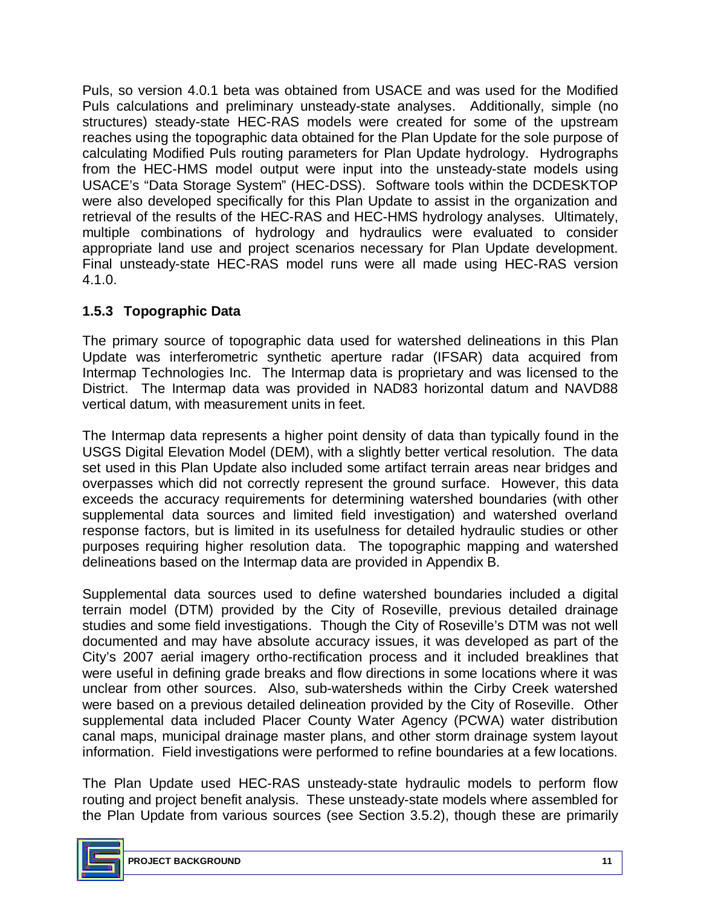Puls, so version 4.0.1 beta was obtained from USACE and was used for the Modified Puls calculations and preliminary unsteady-state analyses. Additionally, simple (no structures) steady-state HEC-RAS models were created for some of the upstream reaches using the topographic data obtained for the Plan Update for the sole purpose of calculating Modified Puls routing parameters for Plan Update hydrology. Hydrographs from the HEC-HMS model output were input into the unsteady-state models using USACE's "Data Storage System" (HEC-DSS). Software tools within the DCDESKTOP were also developed specifically for this Plan Update to assist in the organization and retrieval of the results of the HEC-RAS and HEC-HMS hydrology analyses. Ultimately, multiple combinations of hydrology and hydraulics were evaluated to consider appropriate land use and project scenarios necessary for Plan Update development. Final unsteady-state HEC-RAS model runs were all made using HEC-RAS version 4.1.0.

### 1.5.3 Topographic Data

The primary source of topographic data used for watershed delineations in this Plan Update was interferometric synthetic aperture radar (IFSAR) data acquired from Intermap Technologies Inc. The Intermap data is proprietary and was licensed to the District. The Intermap data was provided in NAD83 horizontal datum and NAVD88 vertical datum, with measurement units in feet.

The Intermap data represents a higher point density of data than typically found in the USGS Digital Elevation Model (DEM), with a slightly better vertical resolution. The data set used in this Plan Update also included some artifact terrain areas near bridges and overpasses which did not correctly represent the ground surface. However, this data exceeds the accuracy requirements for determining watershed boundaries (with other supplemental data sources and limited field investigation) and watershed overland response factors, but is limited in its usefulness for detailed hydraulic studies or other purposes requiring higher resolution data. The topographic mapping and watershed delineations based on the Intermap data are provided in Appendix B.

Supplemental data sources used to define watershed boundaries included a digital terrain model (DTM) provided by the City of Roseville, previous detailed drainage studies and some field investigations. Though the City of Roseville's DTM was not well documented and may have absolute accuracy issues, it was developed as part of the City's 2007 aerial imagery ortho-rectification process and it included breaklines that were useful in defining grade breaks and flow directions in some locations where it was unclear from other sources. Also, sub-watersheds within the Cirby Creek watershed were based on a previous detailed delineation provided by the City of Roseville. Other supplemental data included Placer County Water Agency (PCWA) water distribution canal maps, municipal drainage master plans, and other storm drainage system layout information. Field investigations were performed to refine boundaries at a few locations.

The Plan Update used HEC-RAS unsteady-state hydraulic models to perform flow routing and project benefit analysis. These unsteady-state models where assembled for the Plan Update from various sources (see Section 3.5.2), though these are primarily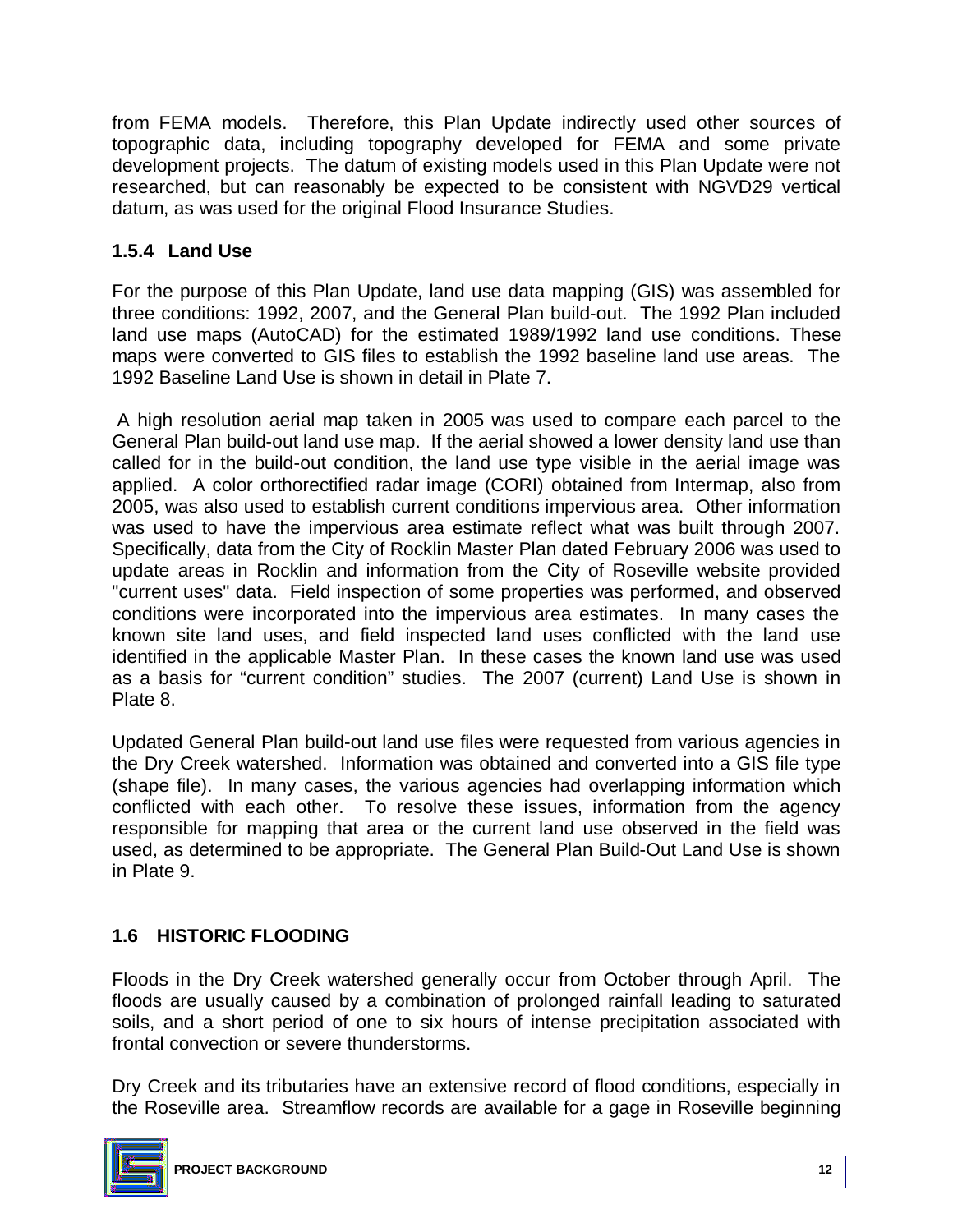from FEMA models. Therefore, this Plan Update indirectly used other sources of topographic data, including topography developed for FEMA and some private development projects. The datum of existing models used in this Plan Update were not researched, but can reasonably be expected to be consistent with NGVD29 vertical datum, as was used for the original Flood Insurance Studies.

### 1.5.4 Land Use

For the purpose of this Plan Update, land use data mapping (GIS) was assembled for three conditions: 1992, 2007, and the General Plan build-out. The 1992 Plan included land use maps (AutoCAD) for the estimated 1989/1992 land use conditions. These maps were converted to GIS files to establish the 1992 baseline land use areas. The 1992 Baseline Land Use is shown in detail in Plate 7.

A high resolution aerial map taken in 2005 was used to compare each parcel to the General Plan build-out land use map. If the aerial showed a lower density land use than called for in the build-out condition, the land use type visible in the aerial image was applied. A color orthorectified radar image (CORI) obtained from Intermap, also from 2005, was also used to establish current conditions impervious area. Other information was used to have the impervious area estimate reflect what was built through 2007. Specifically, data from the City of Rocklin Master Plan dated February 2006 was used to update areas in Rocklin and information from the City of Roseville website provided "current uses" data. Field inspection of some properties was performed, and observed conditions were incorporated into the impervious area estimates. In many cases the known site land uses, and field inspected land uses conflicted with the land use identified in the applicable Master Plan. In these cases the known land use was used as a basis for "current condition" studies. The 2007 (current) Land Use is shown in Plate 8.

Updated General Plan build-out land use files were requested from various agencies in the Dry Creek watershed. Information was obtained and converted into a GIS file type (shape file). In many cases, the various agencies had overlapping information which conflicted with each other. To resolve these issues, information from the agency responsible for mapping that area or the current land use observed in the field was used, as determined to be appropriate. The General Plan Build-Out Land Use is shown in Plate 9.

## 1.6 HISTORIC FLOODING

Floods in the Dry Creek watershed generally occur from October through April. The floods are usually caused by a combination of prolonged rainfall leading to saturated soils, and a short period of one to six hours of intense precipitation associated with frontal convection or severe thunderstorms.

Dry Creek and its tributaries have an extensive record of flood conditions, especially in the Roseville area. Streamflow records are available for a gage in Roseville beginning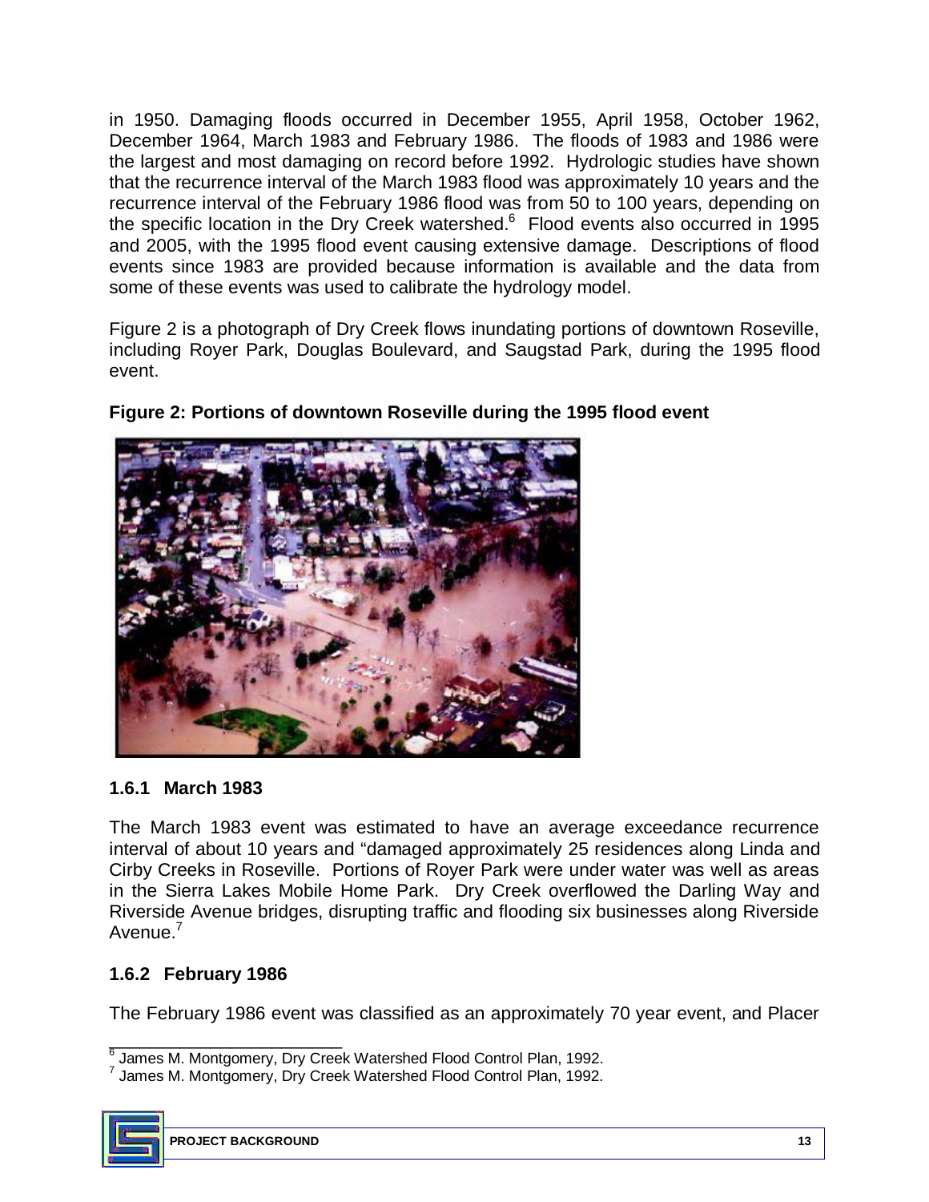in 1950. Damaging floods occurred in December 1955, April 1958, October 1962, December 1964, March 1983 and February 1986. The floods of 1983 and 1986 were the largest and most damaging on record before 1992. Hydrologic studies have shown that the recurrence interval of the March 1983 flood was approximately 10 years and the recurrence interval of the February 1986 flood was from 50 to 100 years, depending on the specific location in the Dry Creek watershed.[6] Flood events also occurred in 1995 and 2005, with the 1995 flood event causing extensive damage. Descriptions of flood events since 1983 are provided because information is available and the data from some of these events was used to calibrate the hydrology model.

Figure 2 is a photograph of Dry Creek flows inundating portions of downtown Roseville, including Royer Park, Douglas Boulevard, and Saugstad Park, during the 1995 flood event.

**Figure 2: Portions of downtown Roseville during the 1995 flood event**

### 1.6.1 March 1983

The March 1983 event was estimated to have an average exceedance recurrence interval of about 10 years and "damaged approximately 25 residences along Linda and Cirby Creeks in Roseville. Portions of Royer Park were under water was well as areas in the Sierra Lakes Mobile Home Park. Dry Creek overflowed the Darling Way and Riverside Avenue bridges, disrupting traffic and flooding six businesses along Riverside Avenue.[7]

### 1.6.2 February 1986

The February 1986 event was classified as an approximately 70 year event, and Placer

---

[6] James M. Montgomery, Dry Creek Watershed Flood Control Plan, 1992.

[7] James M. Montgomery, Dry Creek Watershed Flood Control Plan, 1992.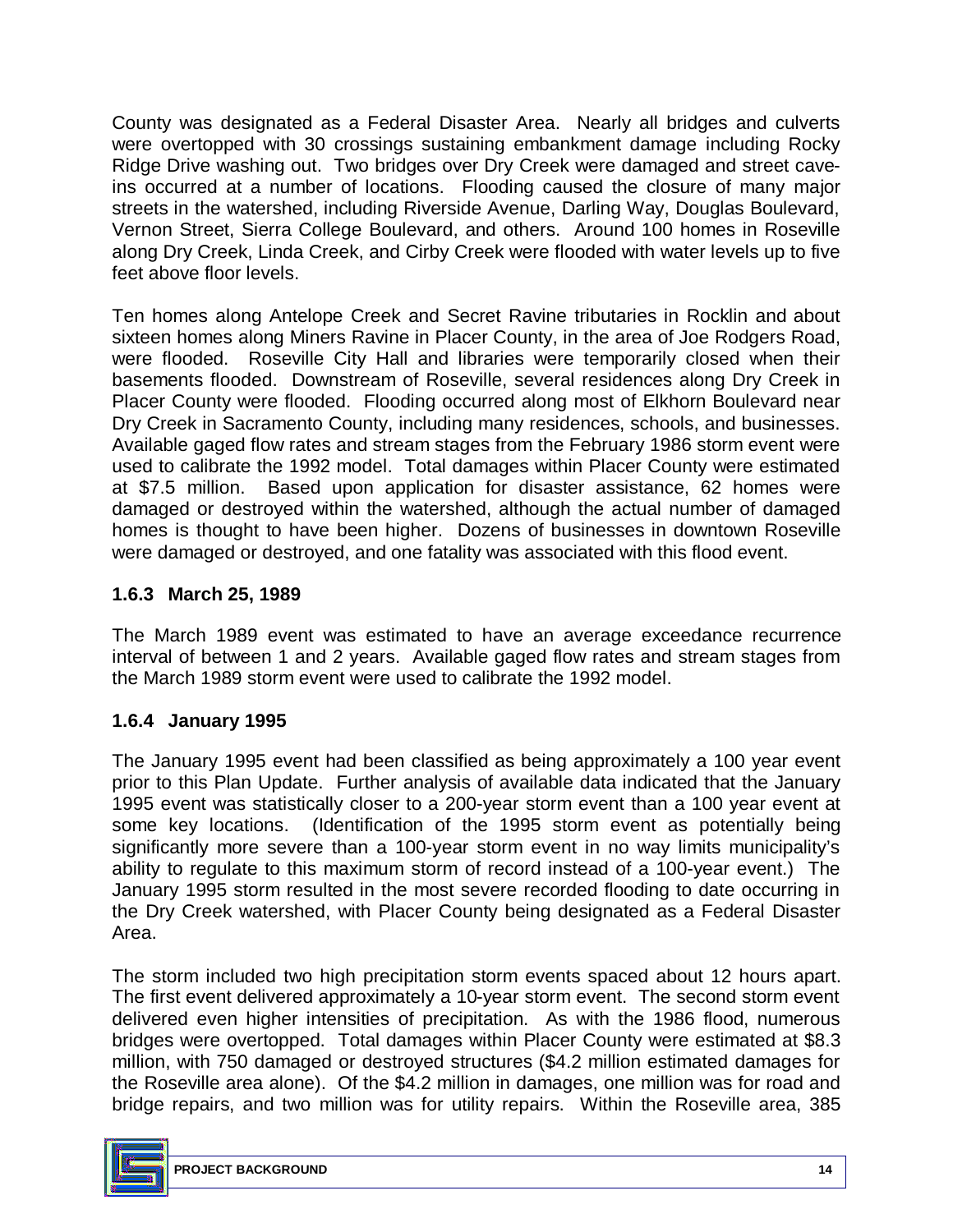County was designated as a Federal Disaster Area. Nearly all bridges and culverts were overtopped with 30 crossings sustaining embankment damage including Rocky Ridge Drive washing out. Two bridges over Dry Creek were damaged and street cave-ins occurred at a number of locations. Flooding caused the closure of many major streets in the watershed, including Riverside Avenue, Darling Way, Douglas Boulevard, Vernon Street, Sierra College Boulevard, and others. Around 100 homes in Roseville along Dry Creek, Linda Creek, and Cirby Creek were flooded with water levels up to five feet above floor levels.

Ten homes along Antelope Creek and Secret Ravine tributaries in Rocklin and about sixteen homes along Miners Ravine in Placer County, in the area of Joe Rodgers Road, were flooded. Roseville City Hall and libraries were temporarily closed when their basements flooded. Downstream of Roseville, several residences along Dry Creek in Placer County were flooded. Flooding occurred along most of Elkhorn Boulevard near Dry Creek in Sacramento County, including many residences, schools, and businesses. Available gaged flow rates and stream stages from the February 1986 storm event were used to calibrate the 1992 model. Total damages within Placer County were estimated at $7.5 million. Based upon application for disaster assistance, 62 homes were damaged or destroyed within the watershed, although the actual number of damaged homes is thought to have been higher. Dozens of businesses in downtown Roseville were damaged or destroyed, and one fatality was associated with this flood event.

### 1.6.3 March 25, 1989

The March 1989 event was estimated to have an average exceedance recurrence interval of between 1 and 2 years. Available gaged flow rates and stream stages from the March 1989 storm event were used to calibrate the 1992 model.

### 1.6.4 January 1995

The January 1995 event had been classified as being approximately a 100 year event prior to this Plan Update. Further analysis of available data indicated that the January 1995 event was statistically closer to a 200-year storm event than a 100 year event at some key locations. (Identification of the 1995 storm event as potentially being significantly more severe than a 100-year storm event in no way limits municipality's ability to regulate to this maximum storm of record instead of a 100-year event.) The January 1995 storm resulted in the most severe recorded flooding to date occurring in the Dry Creek watershed, with Placer County being designated as a Federal Disaster Area.

The storm included two high precipitation storm events spaced about 12 hours apart. The first event delivered approximately a 10-year storm event. The second storm event delivered even higher intensities of precipitation. As with the 1986 flood, numerous bridges were overtopped. Total damages within Placer County were estimated at $8.3 million, with 750 damaged or destroyed structures ($4.2 million estimated damages for the Roseville area alone). Of the $4.2 million in damages, one million was for road and bridge repairs, and two million was for utility repairs. Within the Roseville area, 385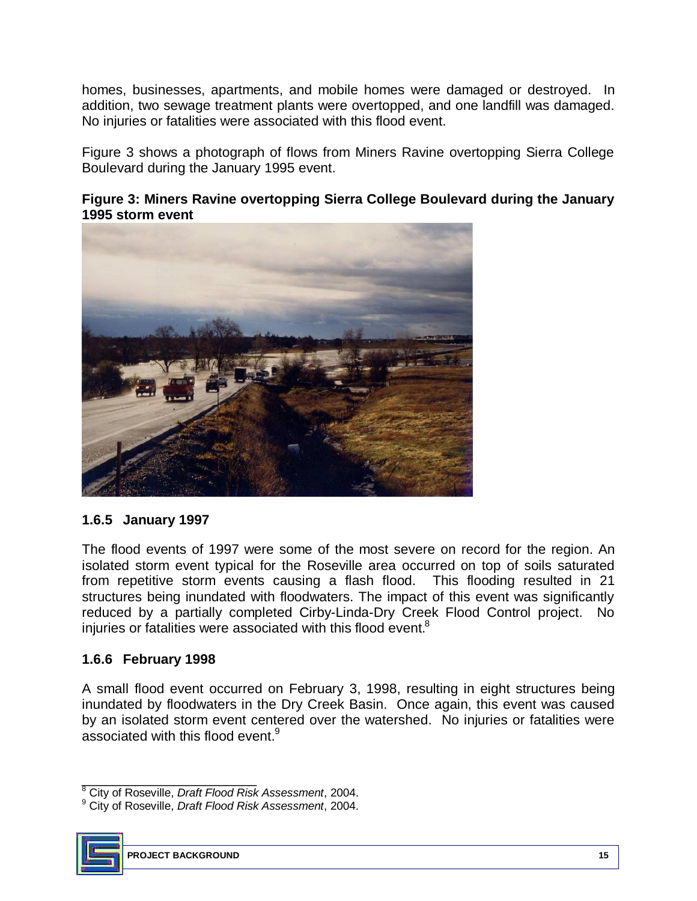homes, businesses, apartments, and mobile homes were damaged or destroyed. In addition, two sewage treatment plants were overtopped, and one landfill was damaged. No injuries or fatalities were associated with this flood event.

Figure 3 shows a photograph of flows from Miners Ravine overtopping Sierra College Boulevard during the January 1995 event.

**Figure 3: Miners Ravine overtopping Sierra College Boulevard during the January 1995 storm event**

### 1.6.5 January 1997

The flood events of 1997 were some of the most severe on record for the region. An isolated storm event typical for the Roseville area occurred on top of soils saturated from repetitive storm events causing a flash flood. This flooding resulted in 21 structures being inundated with floodwaters. The impact of this event was significantly reduced by a partially completed Cirby-Linda-Dry Creek Flood Control project. No injuries or fatalities were associated with this flood event.[8]

### 1.6.6 February 1998

A small flood event occurred on February 3, 1998, resulting in eight structures being inundated by floodwaters in the Dry Creek Basin. Once again, this event was caused by an isolated storm event centered over the watershed. No injuries or fatalities were associated with this flood event.[9]

---

[8] City of Roseville, *Draft Flood Risk Assessment*, 2004.

[9] City of Roseville, *Draft Flood Risk Assessment*, 2004.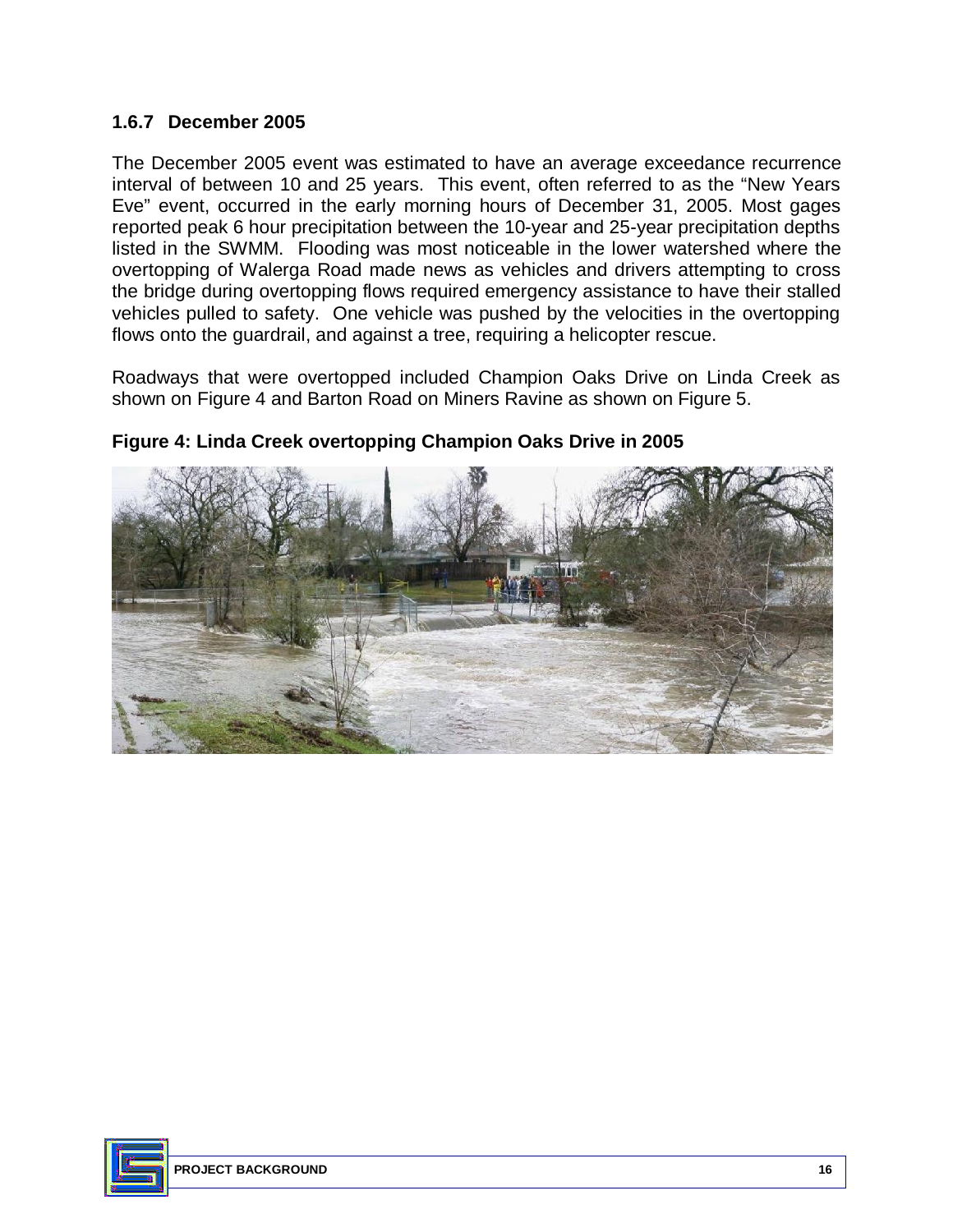### 1.6.7 December 2005

The December 2005 event was estimated to have an average exceedance recurrence interval of between 10 and 25 years. This event, often referred to as the "New Years Eve" event, occurred in the early morning hours of December 31, 2005. Most gages reported peak 6 hour precipitation between the 10-year and 25-year precipitation depths listed in the SWMM. Flooding was most noticeable in the lower watershed where the overtopping of Walerga Road made news as vehicles and drivers attempting to cross the bridge during overtopping flows required emergency assistance to have their stalled vehicles pulled to safety. One vehicle was pushed by the velocities in the overtopping flows onto the guardrail, and against a tree, requiring a helicopter rescue.

Roadways that were overtopped included Champion Oaks Drive on Linda Creek as shown on Figure 4 and Barton Road on Miners Ravine as shown on Figure 5.

**Figure 4: Linda Creek overtopping Champion Oaks Drive in 2005**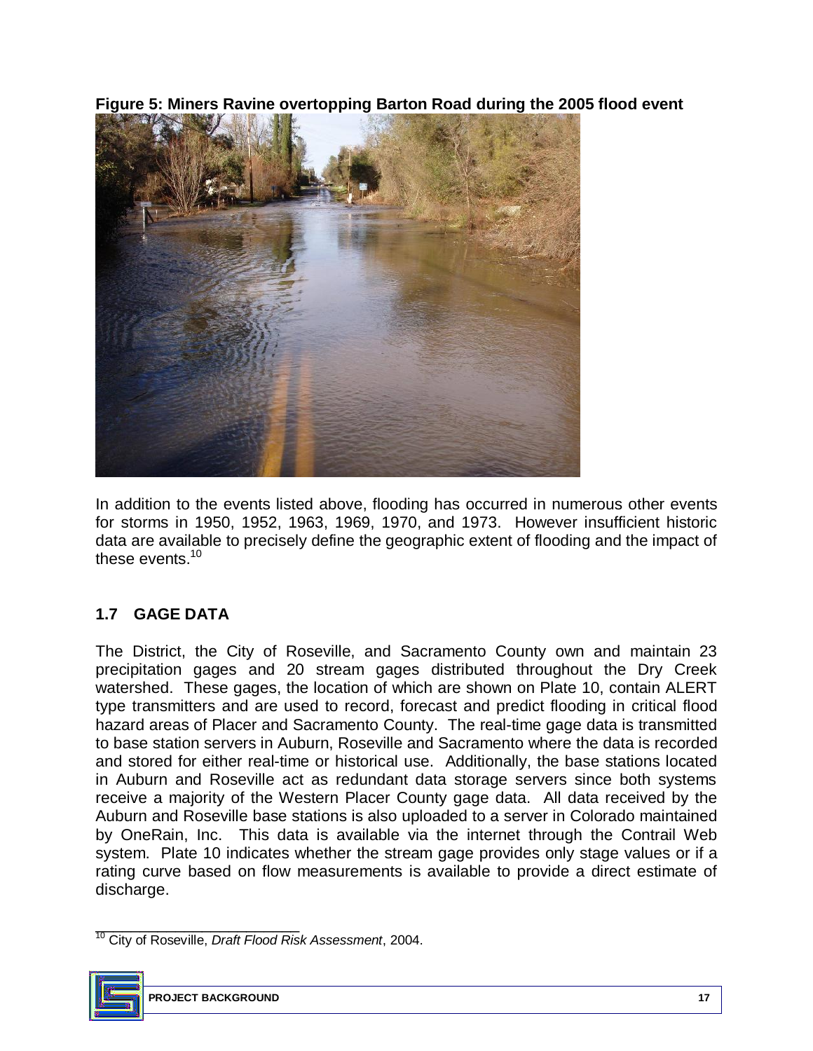**Figure 5: Miners Ravine overtopping Barton Road during the 2005 flood event**

In addition to the events listed above, flooding has occurred in numerous other events for storms in 1950, 1952, 1963, 1969, 1970, and 1973. However insufficient historic data are available to precisely define the geographic extent of flooding and the impact of these events.[10]

## 1.7 GAGE DATA

The District, the City of Roseville, and Sacramento County own and maintain 23 precipitation gages and 20 stream gages distributed throughout the Dry Creek watershed. These gages, the location of which are shown on Plate 10, contain ALERT type transmitters and are used to record, forecast and predict flooding in critical flood hazard areas of Placer and Sacramento County. The real-time gage data is transmitted to base station servers in Auburn, Roseville and Sacramento where the data is recorded and stored for either real-time or historical use. Additionally, the base stations located in Auburn and Roseville act as redundant data storage servers since both systems receive a majority of the Western Placer County gage data. All data received by the Auburn and Roseville base stations is also uploaded to a server in Colorado maintained by OneRain, Inc. This data is available via the internet through the Contrail Web system. Plate 10 indicates whether the stream gage provides only stage values or if a rating curve based on flow measurements is available to provide a direct estimate of discharge.

---

[10] City of Roseville, *Draft Flood Risk Assessment*, 2004.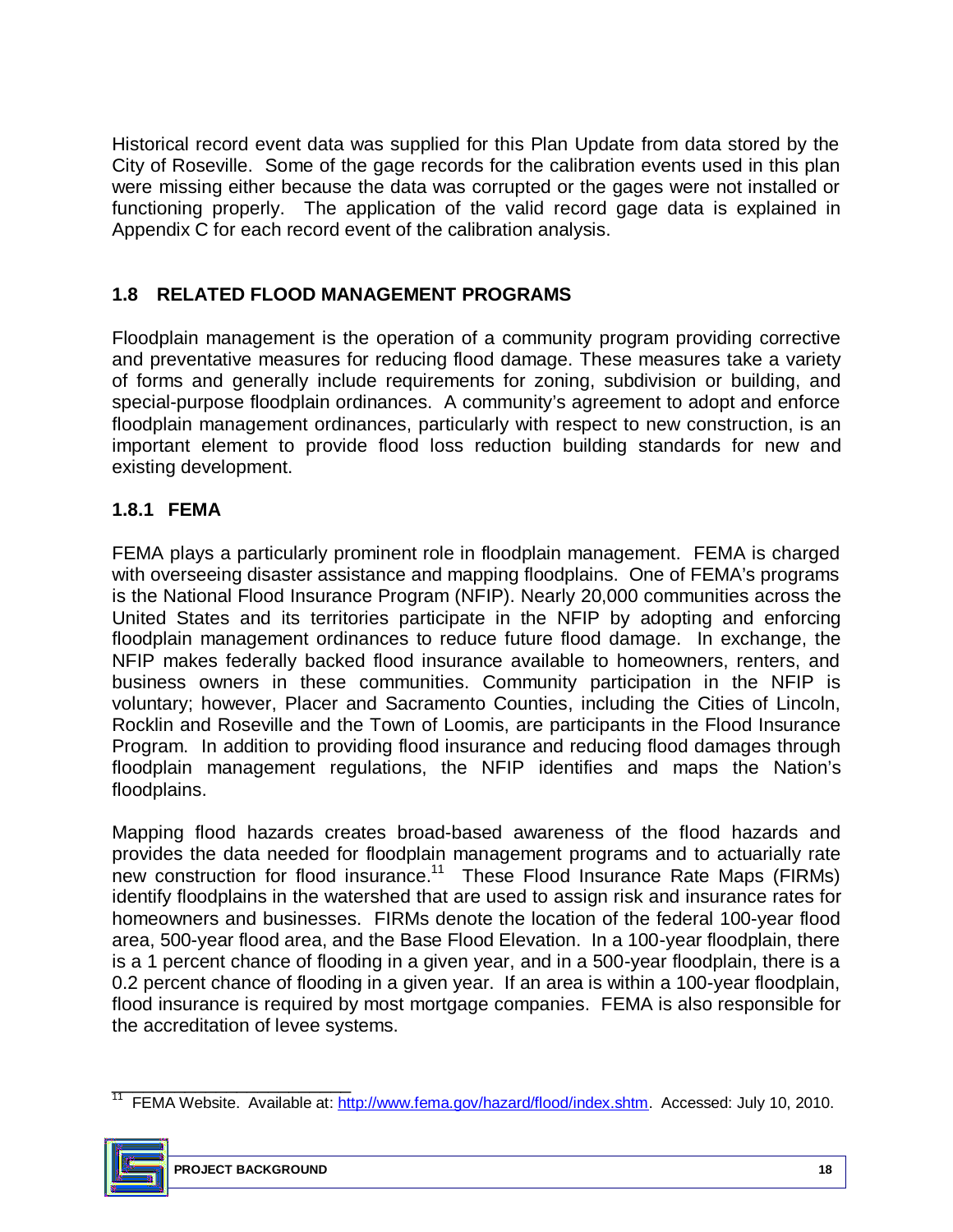Historical record event data was supplied for this Plan Update from data stored by the City of Roseville. Some of the gage records for the calibration events used in this plan were missing either because the data was corrupted or the gages were not installed or functioning properly. The application of the valid record gage data is explained in Appendix C for each record event of the calibration analysis.

## 1.8 RELATED FLOOD MANAGEMENT PROGRAMS

Floodplain management is the operation of a community program providing corrective and preventative measures for reducing flood damage. These measures take a variety of forms and generally include requirements for zoning, subdivision or building, and special-purpose floodplain ordinances. A community's agreement to adopt and enforce floodplain management ordinances, particularly with respect to new construction, is an important element to provide flood loss reduction building standards for new and existing development.

### 1.8.1 FEMA

FEMA plays a particularly prominent role in floodplain management. FEMA is charged with overseeing disaster assistance and mapping floodplains. One of FEMA's programs is the National Flood Insurance Program (NFIP). Nearly 20,000 communities across the United States and its territories participate in the NFIP by adopting and enforcing floodplain management ordinances to reduce future flood damage. In exchange, the NFIP makes federally backed flood insurance available to homeowners, renters, and business owners in these communities. Community participation in the NFIP is voluntary; however, Placer and Sacramento Counties, including the Cities of Lincoln, Rocklin and Roseville and the Town of Loomis, are participants in the Flood Insurance Program. In addition to providing flood insurance and reducing flood damages through floodplain management regulations, the NFIP identifies and maps the Nation's floodplains.

Mapping flood hazards creates broad-based awareness of the flood hazards and provides the data needed for floodplain management programs and to actuarially rate new construction for flood insurance.[11] These Flood Insurance Rate Maps (FIRMs) identify floodplains in the watershed that are used to assign risk and insurance rates for homeowners and businesses. FIRMs denote the location of the federal 100-year flood area, 500-year flood area, and the Base Flood Elevation. In a 100-year floodplain, there is a 1 percent chance of flooding in a given year, and in a 500-year floodplain, there is a 0.2 percent chance of flooding in a given year. If an area is within a 100-year floodplain, flood insurance is required by most mortgage companies. FEMA is also responsible for the accreditation of levee systems.

---

[11] FEMA Website. Available at: http://www.fema.gov/hazard/flood/index.shtm. Accessed: July 10, 2010.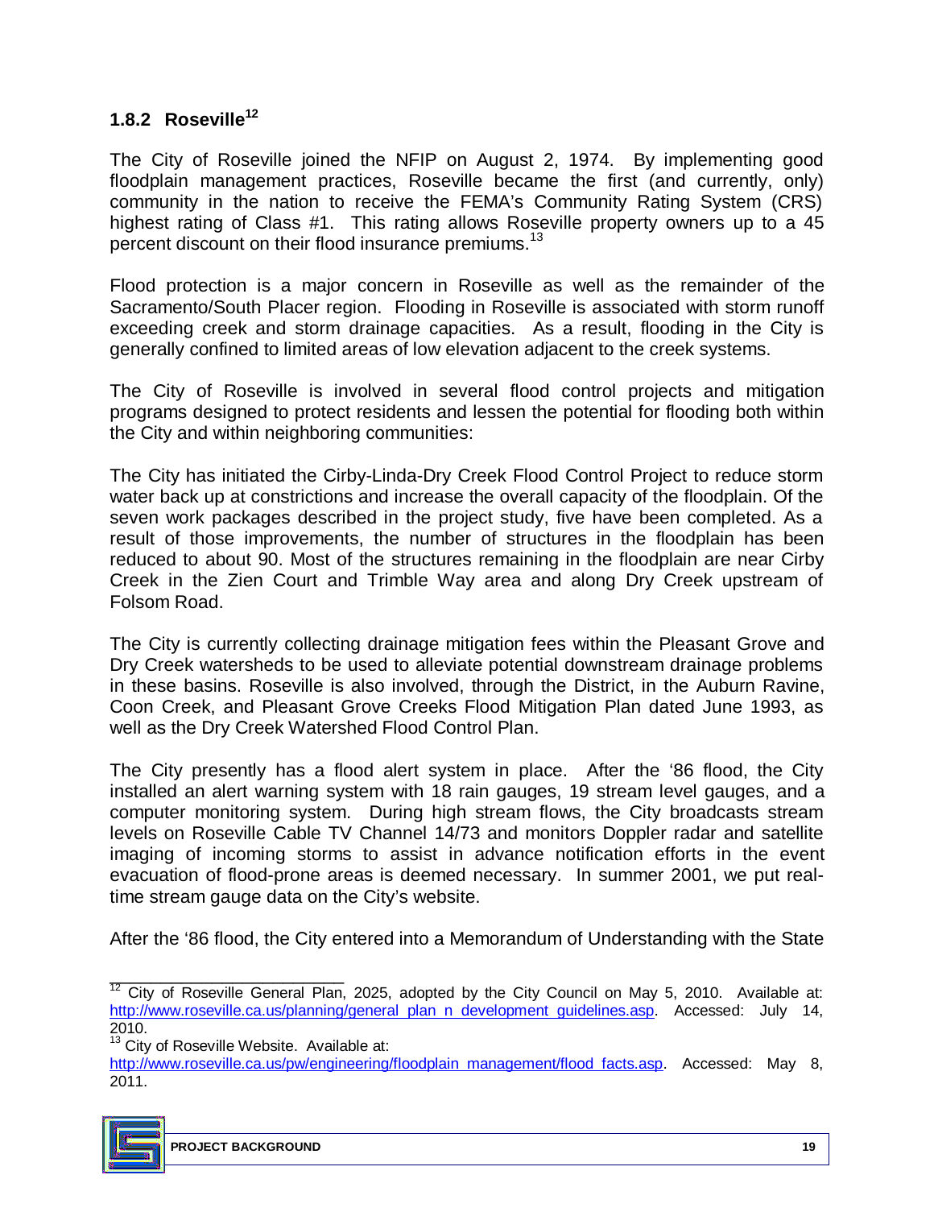### 1.8.2 Roseville[12]

The City of Roseville joined the NFIP on August 2, 1974. By implementing good floodplain management practices, Roseville became the first (and currently, only) community in the nation to receive the FEMA's Community Rating System (CRS) highest rating of Class #1. This rating allows Roseville property owners up to a 45 percent discount on their flood insurance premiums.[13]

Flood protection is a major concern in Roseville as well as the remainder of the Sacramento/South Placer region. Flooding in Roseville is associated with storm runoff exceeding creek and storm drainage capacities. As a result, flooding in the City is generally confined to limited areas of low elevation adjacent to the creek systems.

The City of Roseville is involved in several flood control projects and mitigation programs designed to protect residents and lessen the potential for flooding both within the City and within neighboring communities:

The City has initiated the Cirby-Linda-Dry Creek Flood Control Project to reduce storm water back up at constrictions and increase the overall capacity of the floodplain. Of the seven work packages described in the project study, five have been completed. As a result of those improvements, the number of structures in the floodplain has been reduced to about 90. Most of the structures remaining in the floodplain are near Cirby Creek in the Zien Court and Trimble Way area and along Dry Creek upstream of Folsom Road.

The City is currently collecting drainage mitigation fees within the Pleasant Grove and Dry Creek watersheds to be used to alleviate potential downstream drainage problems in these basins. Roseville is also involved, through the District, in the Auburn Ravine, Coon Creek, and Pleasant Grove Creeks Flood Mitigation Plan dated June 1993, as well as the Dry Creek Watershed Flood Control Plan.

The City presently has a flood alert system in place. After the '86 flood, the City installed an alert warning system with 18 rain gauges, 19 stream level gauges, and a computer monitoring system. During high stream flows, the City broadcasts stream levels on Roseville Cable TV Channel 14/73 and monitors Doppler radar and satellite imaging of incoming storms to assist in advance notification efforts in the event evacuation of flood-prone areas is deemed necessary. In summer 2001, we put real-time stream gauge data on the City's website.

After the '86 flood, the City entered into a Memorandum of Understanding with the State

---

[12] City of Roseville General Plan, 2025, adopted by the City Council on May 5, 2010. Available at: http://www.roseville.ca.us/planning/general_plan_n_development_guidelines.asp. Accessed: July 14, 2010.

[13] City of Roseville Website. Available at: http://www.roseville.ca.us/pw/engineering/floodplain_management/flood_facts.asp. Accessed: May 8, 2011.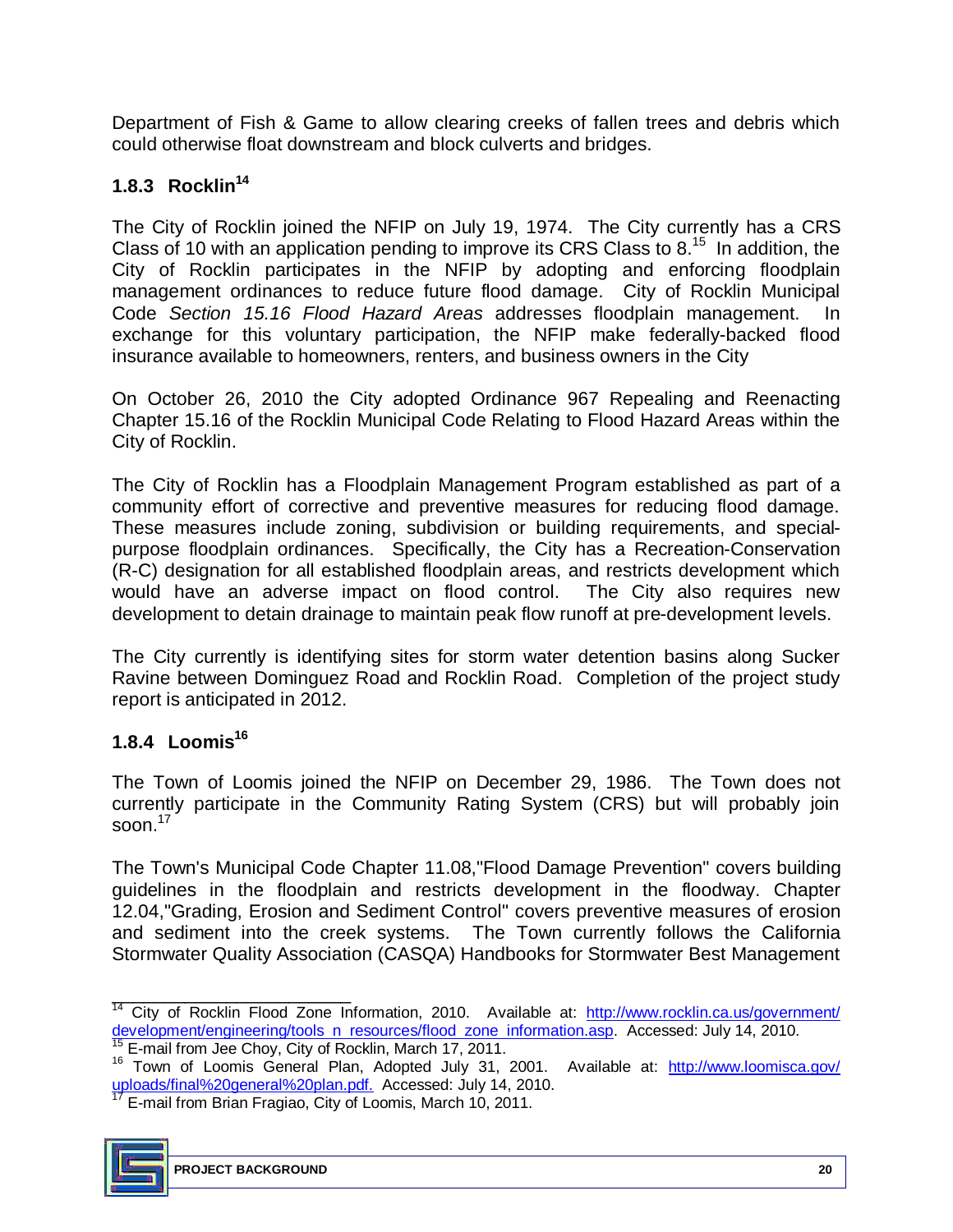Department of Fish & Game to allow clearing creeks of fallen trees and debris which could otherwise float downstream and block culverts and bridges.

### 1.8.3 Rocklin[14]

The City of Rocklin joined the NFIP on July 19, 1974. The City currently has a CRS Class of 10 with an application pending to improve its CRS Class to 8.[15] In addition, the City of Rocklin participates in the NFIP by adopting and enforcing floodplain management ordinances to reduce future flood damage. City of Rocklin Municipal Code *Section 15.16 Flood Hazard Areas* addresses floodplain management. In exchange for this voluntary participation, the NFIP make federally-backed flood insurance available to homeowners, renters, and business owners in the City

On October 26, 2010 the City adopted Ordinance 967 Repealing and Reenacting Chapter 15.16 of the Rocklin Municipal Code Relating to Flood Hazard Areas within the City of Rocklin.

The City of Rocklin has a Floodplain Management Program established as part of a community effort of corrective and preventive measures for reducing flood damage. These measures include zoning, subdivision or building requirements, and special-purpose floodplain ordinances. Specifically, the City has a Recreation-Conservation (R-C) designation for all established floodplain areas, and restricts development which would have an adverse impact on flood control. The City also requires new development to detain drainage to maintain peak flow runoff at pre-development levels.

The City currently is identifying sites for storm water detention basins along Sucker Ravine between Dominguez Road and Rocklin Road. Completion of the project study report is anticipated in 2012.

### 1.8.4 Loomis[16]

The Town of Loomis joined the NFIP on December 29, 1986. The Town does not currently participate in the Community Rating System (CRS) but will probably join soon.[17]

The Town's Municipal Code Chapter 11.08,"Flood Damage Prevention" covers building guidelines in the floodplain and restricts development in the floodway. Chapter 12.04,"Grading, Erosion and Sediment Control" covers preventive measures of erosion and sediment into the creek systems. The Town currently follows the California Stormwater Quality Association (CASQA) Handbooks for Stormwater Best Management

---

[14] City of Rocklin Flood Zone Information, 2010. Available at: http://www.rocklin.ca.us/government/development/engineering/tools_n_resources/flood_zone_information.asp. Accessed: July 14, 2010.

[15] E-mail from Jee Choy, City of Rocklin, March 17, 2011.

[16] Town of Loomis General Plan, Adopted July 31, 2001. Available at: http://www.loomisca.gov/uploads/final%20general%20plan.pdf. Accessed: July 14, 2010.

[17] E-mail from Brian Fragiao, City of Loomis, March 10, 2011.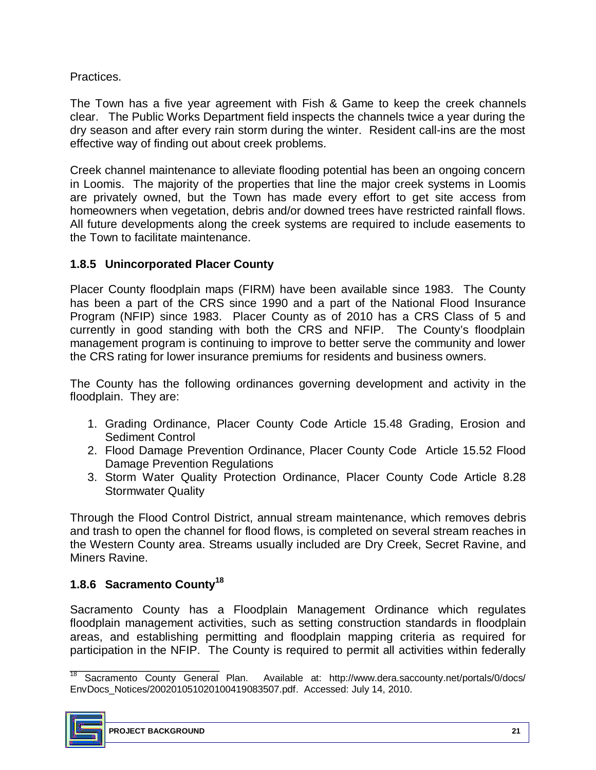Practices.

The Town has a five year agreement with Fish & Game to keep the creek channels clear. The Public Works Department field inspects the channels twice a year during the dry season and after every rain storm during the winter. Resident call-ins are the most effective way of finding out about creek problems.

Creek channel maintenance to alleviate flooding potential has been an ongoing concern in Loomis. The majority of the properties that line the major creek systems in Loomis are privately owned, but the Town has made every effort to get site access from homeowners when vegetation, debris and/or downed trees have restricted rainfall flows. All future developments along the creek systems are required to include easements to the Town to facilitate maintenance.

### 1.8.5 Unincorporated Placer County

Placer County floodplain maps (FIRM) have been available since 1983. The County has been a part of the CRS since 1990 and a part of the National Flood Insurance Program (NFIP) since 1983. Placer County as of 2010 has a CRS Class of 5 and currently in good standing with both the CRS and NFIP. The County's floodplain management program is continuing to improve to better serve the community and lower the CRS rating for lower insurance premiums for residents and business owners.

The County has the following ordinances governing development and activity in the floodplain. They are:

1. Grading Ordinance, Placer County Code Article 15.48 Grading, Erosion and Sediment Control
2. Flood Damage Prevention Ordinance, Placer County Code Article 15.52 Flood Damage Prevention Regulations
3. Storm Water Quality Protection Ordinance, Placer County Code Article 8.28 Stormwater Quality

Through the Flood Control District, annual stream maintenance, which removes debris and trash to open the channel for flood flows, is completed on several stream reaches in the Western County area. Streams usually included are Dry Creek, Secret Ravine, and Miners Ravine.

### 1.8.6 Sacramento County[18]

Sacramento County has a Floodplain Management Ordinance which regulates floodplain management activities, such as setting construction standards in floodplain areas, and establishing permitting and floodplain mapping criteria as required for participation in the NFIP. The County is required to permit all activities within federally

---

[18] Sacramento County General Plan. Available at: http://www.dera.saccounty.net/portals/0/docs/EnvDocs_Notices/20020105102010041908350​7.pdf. Accessed: July 14, 2010.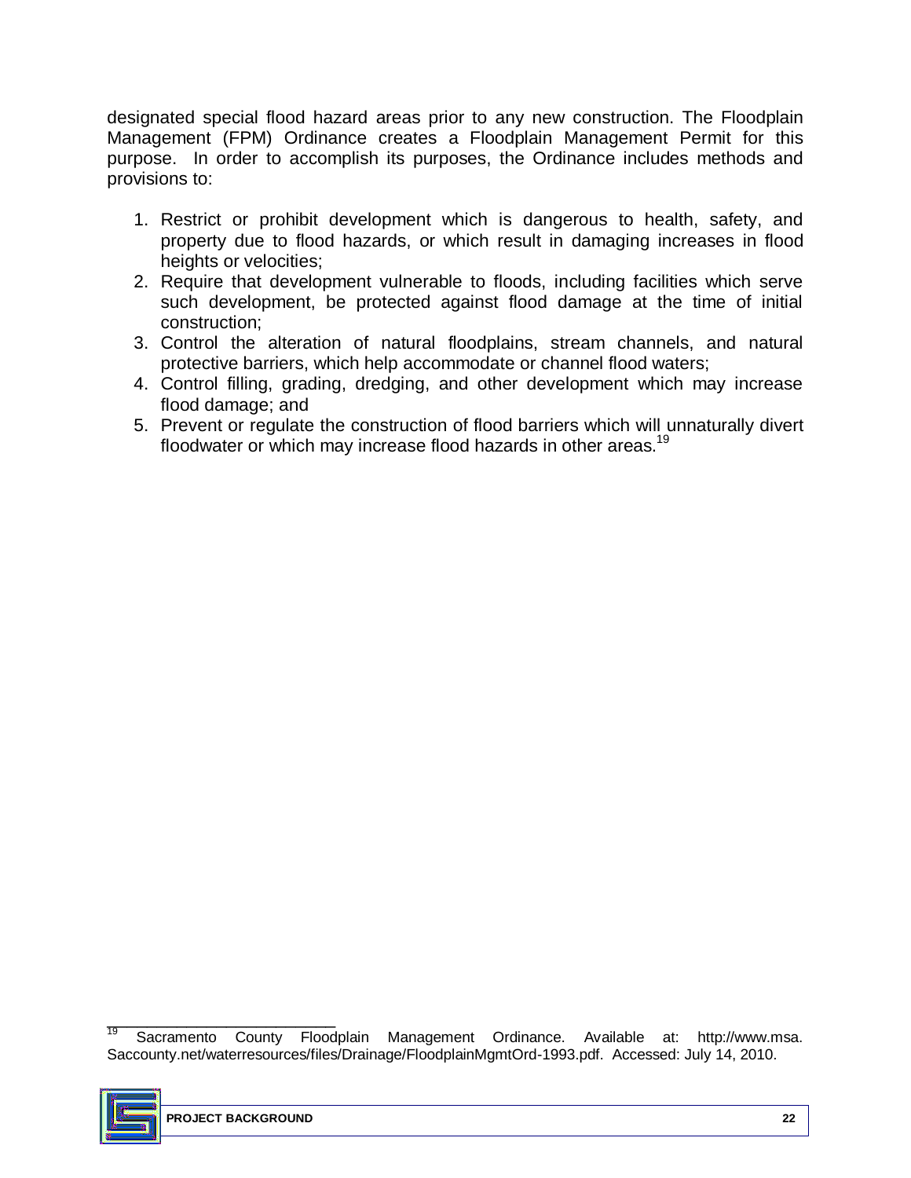designated special flood hazard areas prior to any new construction. The Floodplain Management (FPM) Ordinance creates a Floodplain Management Permit for this purpose. In order to accomplish its purposes, the Ordinance includes methods and provisions to:

1. Restrict or prohibit development which is dangerous to health, safety, and property due to flood hazards, or which result in damaging increases in flood heights or velocities;
2. Require that development vulnerable to floods, including facilities which serve such development, be protected against flood damage at the time of initial construction;
3. Control the alteration of natural floodplains, stream channels, and natural protective barriers, which help accommodate or channel flood waters;
4. Control filling, grading, dredging, and other development which may increase flood damage; and
5. Prevent or regulate the construction of flood barriers which will unnaturally divert floodwater or which may increase flood hazards in other areas.[19]

---

[19] Sacramento County Floodplain Management Ordinance. Available at: http://www.msa.Saccounty.net/waterresources/files/Drainage/FloodplainMgmtOrd-1993.pdf. Accessed: July 14, 2010.